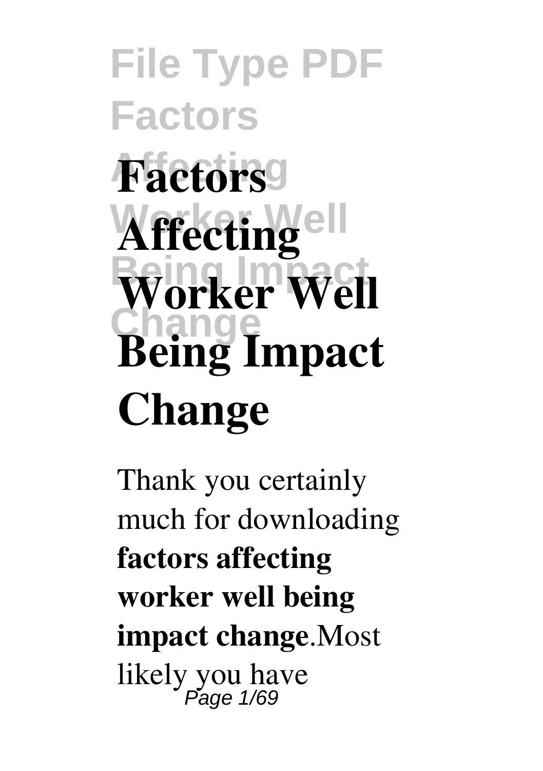# File Type PDF Factors Affecting Worker Well Being Impact Change

# Factors Affecting Worker Well Being Impact Change

Thank you certainly much for downloading **factors affecting worker well being impact change**.Most likely you have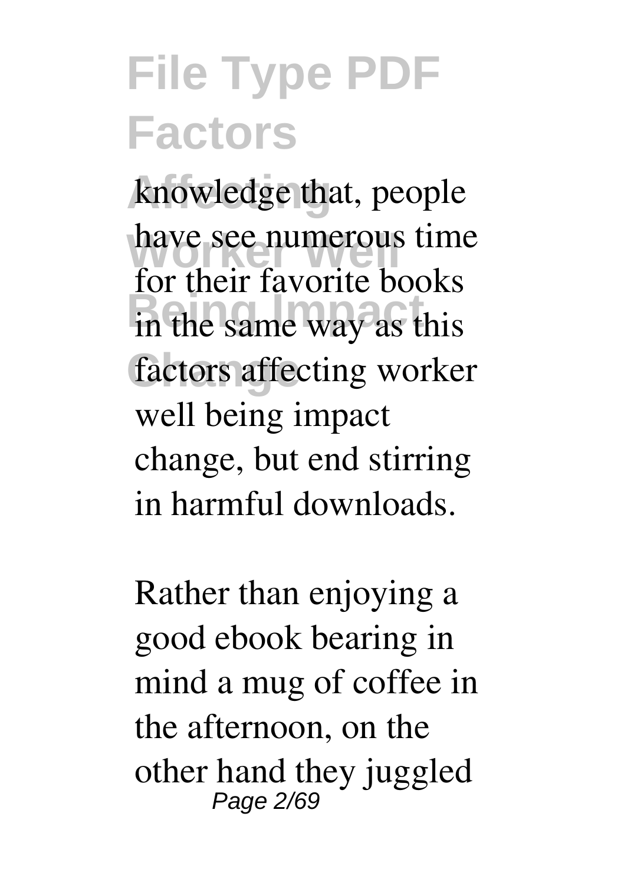knowledge that, people have see numerous time for their favorite books in the same way as this factors affecting worker well being impact change, but end stirring in harmful downloads.

Rather than enjoying a good ebook bearing in mind a mug of coffee in the afternoon, on the other hand they juggled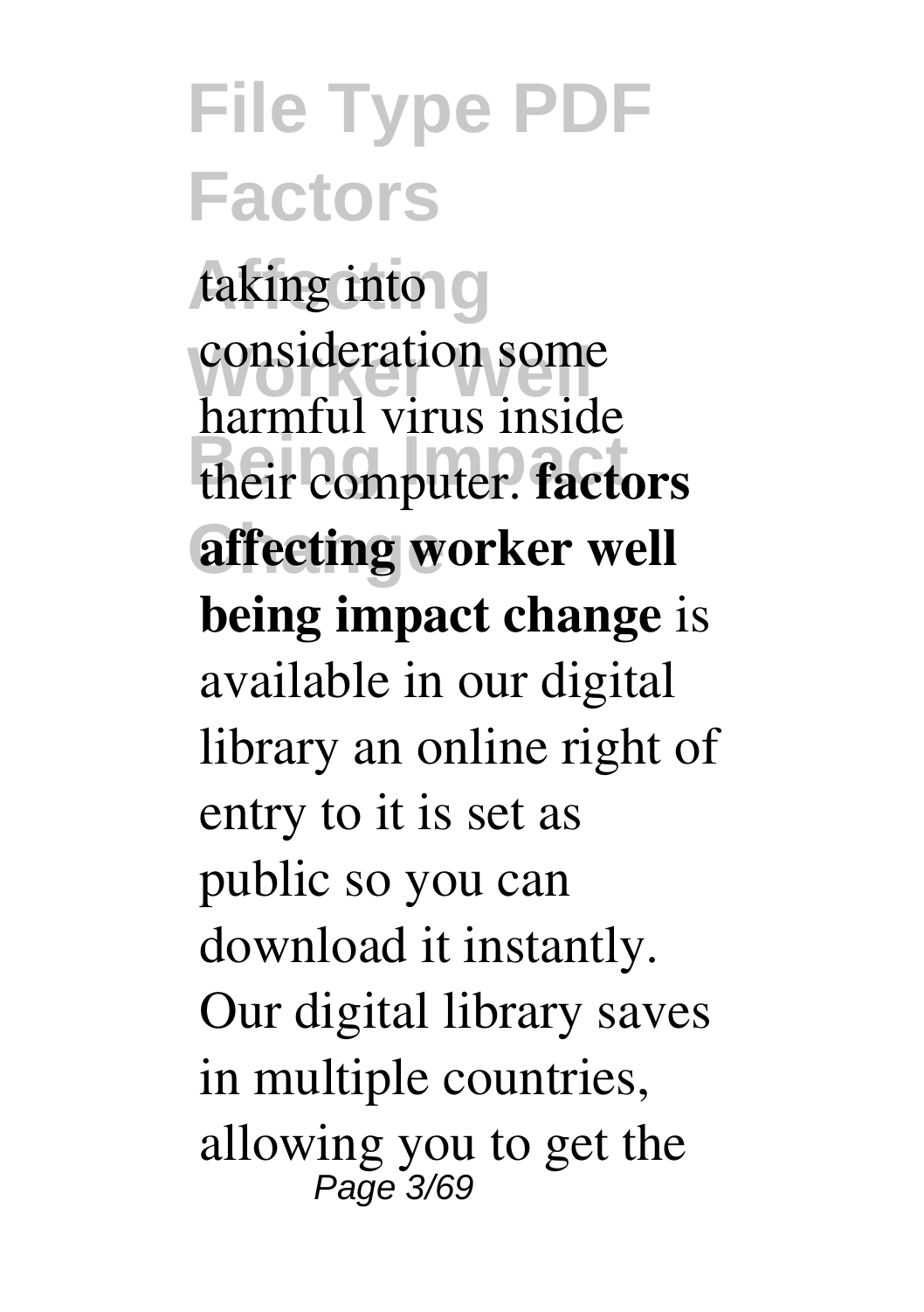taking into consideration some harmful virus inside their computer. **factors affecting worker well being impact change** is available in our digital library an online right of entry to it is set as public so you can download it instantly. Our digital library saves in multiple countries, allowing you to get the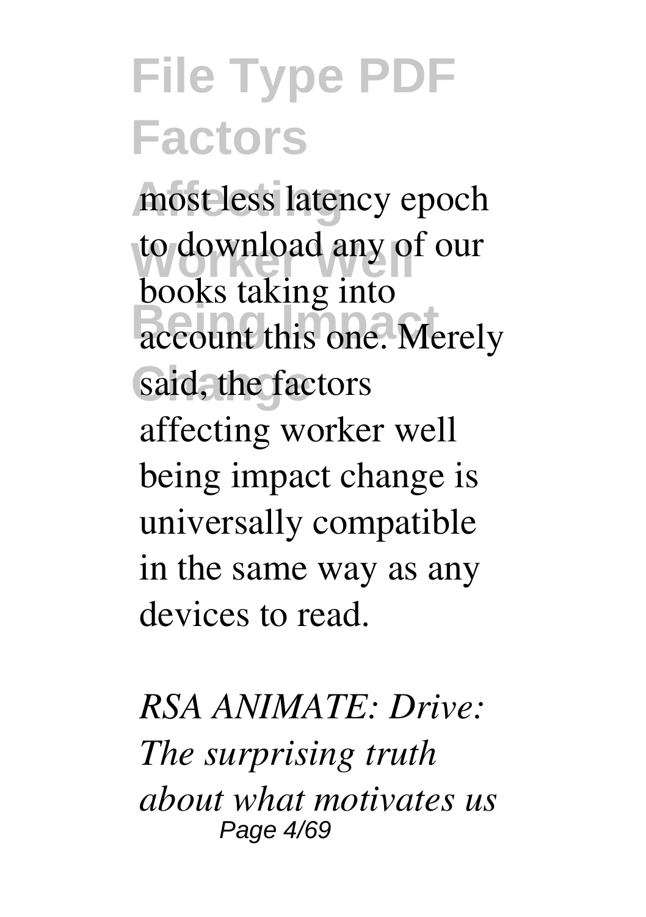most less latency epoch to download any of our books taking into account this one. Merely said, the factors affecting worker well being impact change is universally compatible in the same way as any devices to read.

*RSA ANIMATE: Drive: The surprising truth about what motivates us*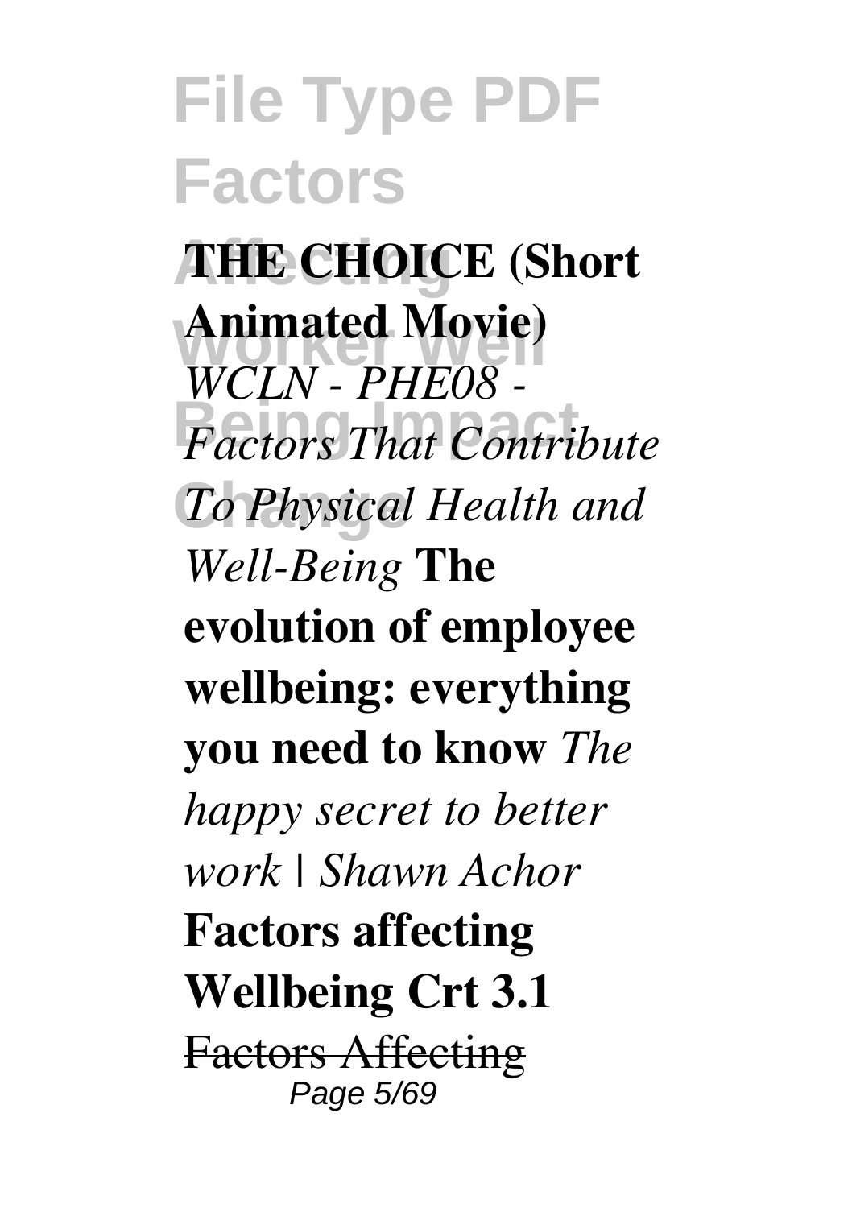**THE CHOICE (Short Animated Movie)** *WCLN - PHE08 - Factors That Contribute To Physical Health and Well-Being* **The evolution of employee wellbeing: everything you need to know** *The happy secret to better work | Shawn Achor* **Factors affecting Wellbeing Crt 3.1** Factors Affecting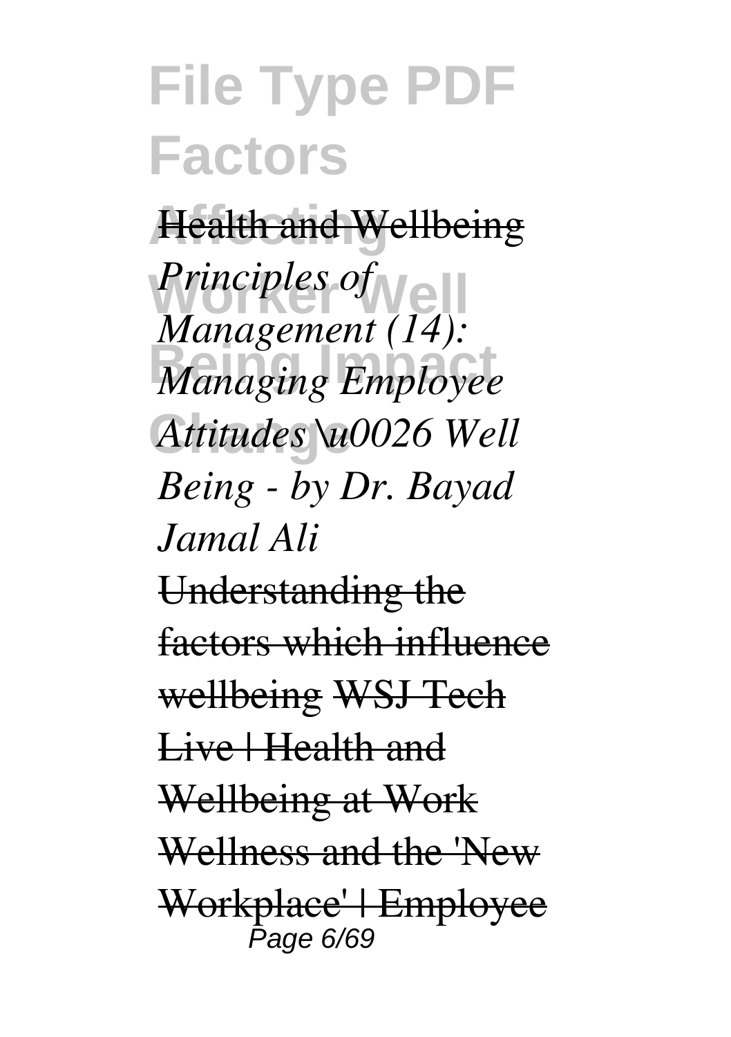Health and Wellbeing *Principles of Management (14): Managing Employee Attitudes \u0026 Well Being - by Dr. Bayad Jamal Ali* Understanding the factors which influence wellbeing WSJ Tech Live | Health and Wellbeing at Work Wellness and the 'New Workplace' | Employee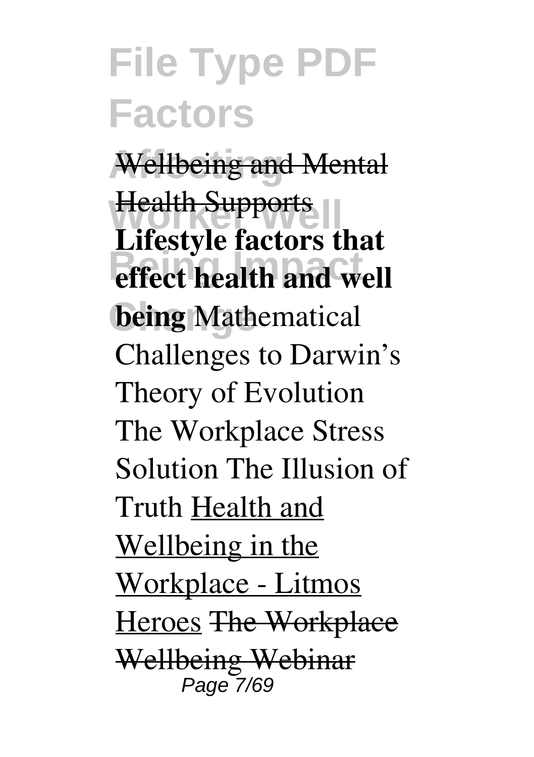Wellbeing and Mental Health Supports **Lifestyle factors that effect health and well being** Mathematical Challenges to Darwin's Theory of Evolution The Workplace Stress Solution The Illusion of Truth Health and Wellbeing in the Workplace - Litmos Heroes The Workplace Wellbeing Webinar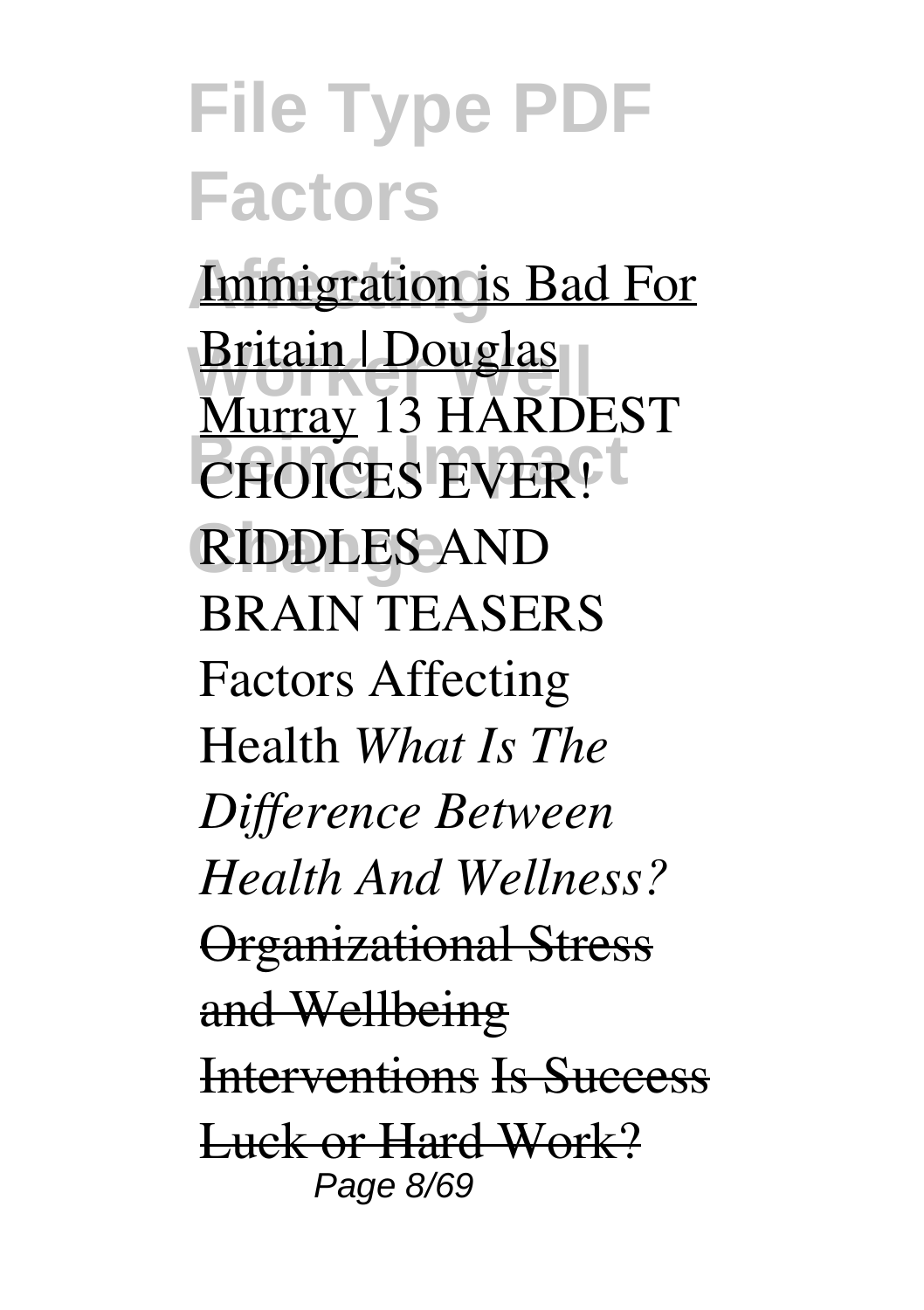Immigration is Bad For Britain | Douglas Murray 13 HARDEST CHOICES EVER! RIDDLES AND BRAIN TEASERS Factors Affecting Health *What Is The Difference Between Health And Wellness?* ~~Organizational Stress and Wellbeing Interventions~~ ~~Is Success Luck or Hard Work?~~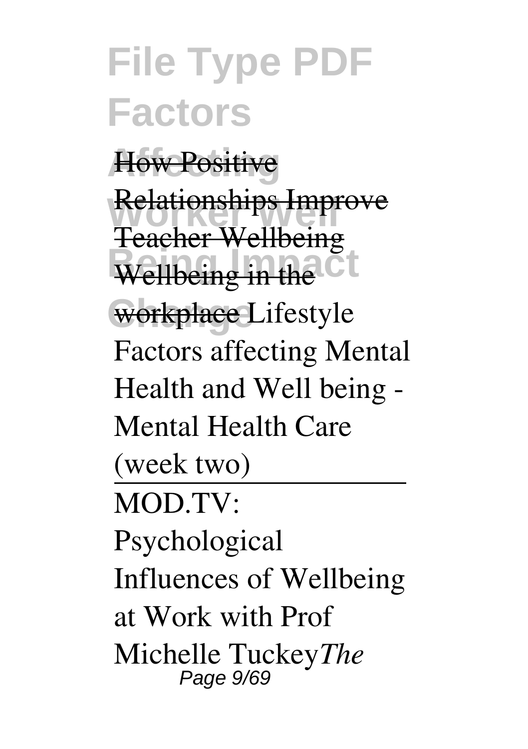How Positive Relationships Improve Teacher Wellbeing Wellbeing in the workplace Lifestyle Factors affecting Mental Health and Well being - Mental Health Care (week two)

---

MOD.TV: Psychological Influences of Wellbeing at Work with Prof Michelle Tuckey *The*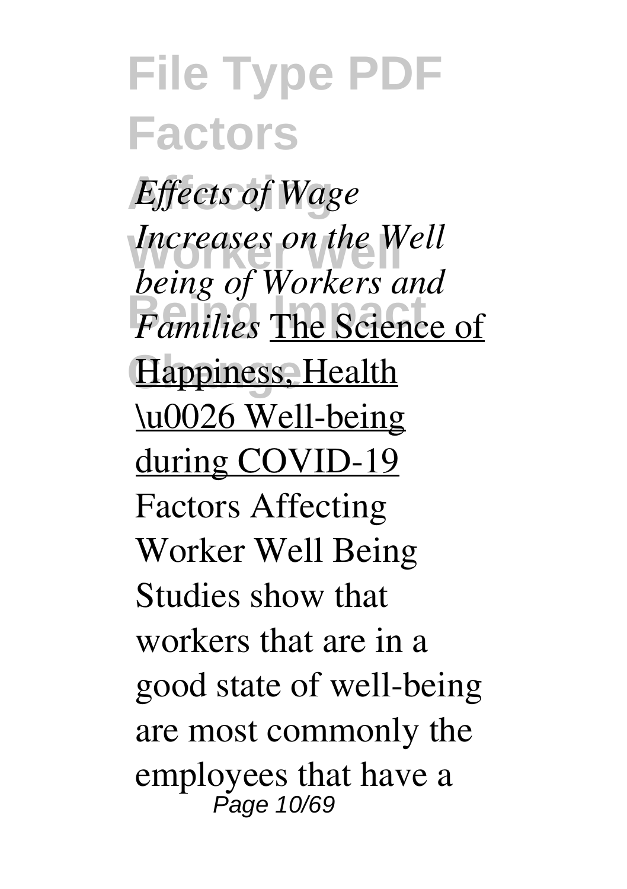*Effects of Wage Increases on the Well being of Workers and Families* The Science of Happiness, Health \u0026 Well-being during COVID-19

Factors Affecting Worker Well Being

Studies show that workers that are in a good state of well-being are most commonly the employees that have a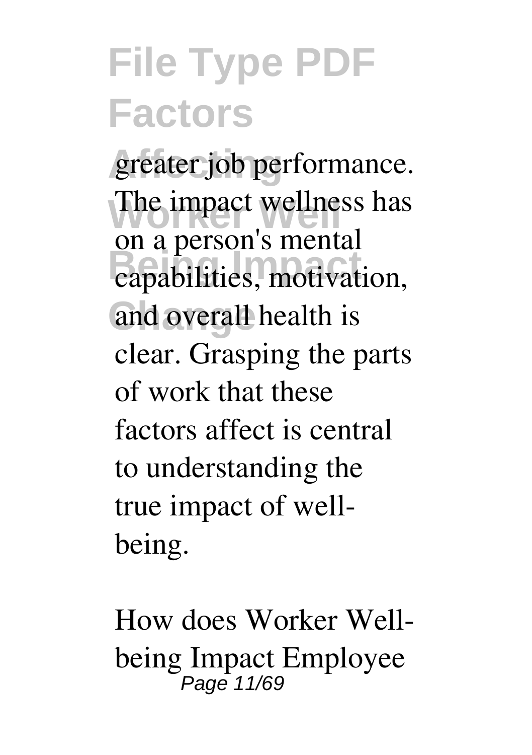greater job performance. The impact wellness has on a person's mental capabilities, motivation, and overall health is clear. Grasping the parts of work that these factors affect is central to understanding the true impact of well-being.

How does Worker Well-being Impact Employee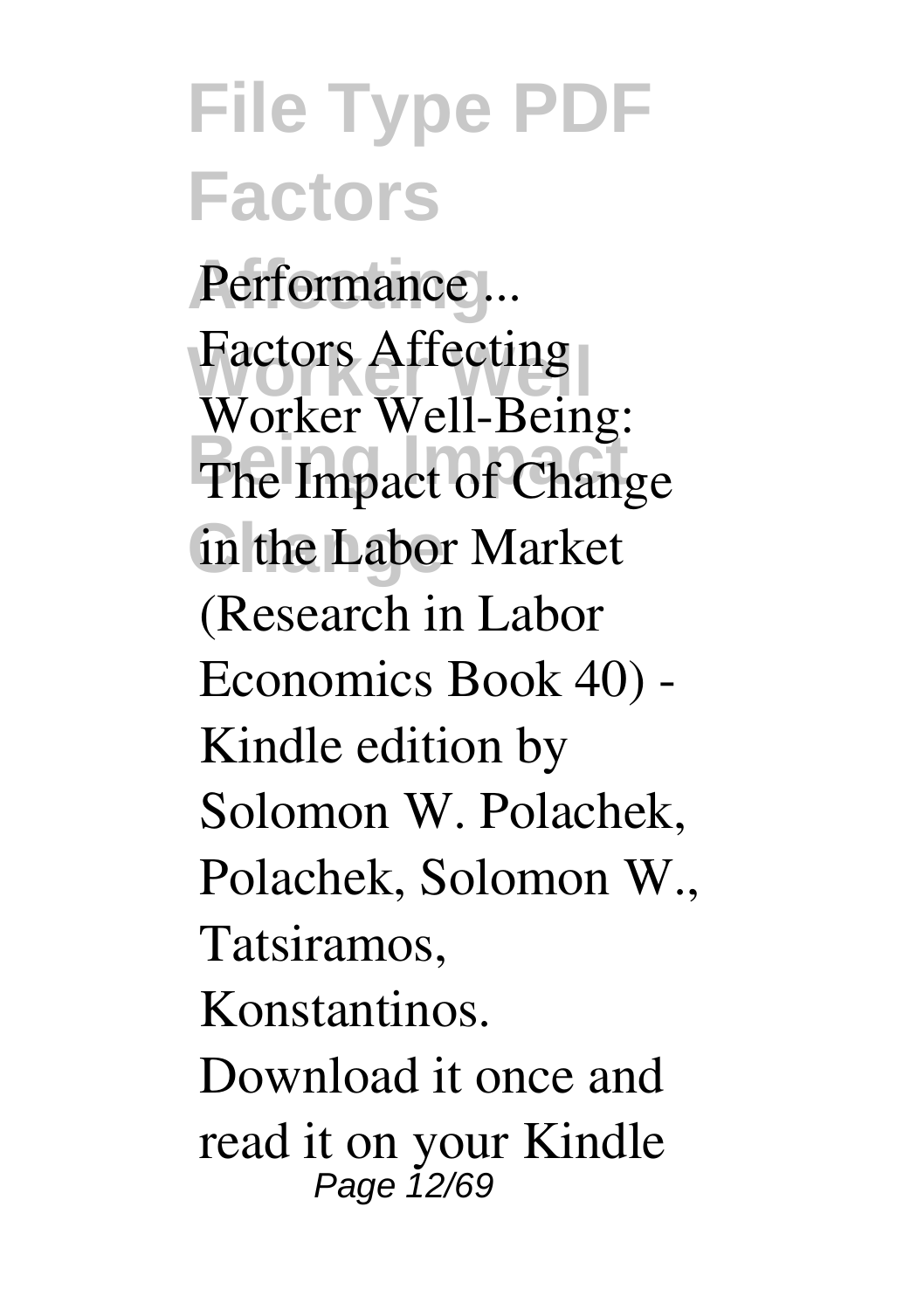Performance ...

Factors Affecting Worker Well-Being: The Impact of Change in the Labor Market (Research in Labor Economics Book 40) - Kindle edition by Solomon W. Polachek, Polachek, Solomon W., Tatsiramos, Konstantinos. Download it once and read it on your Kindle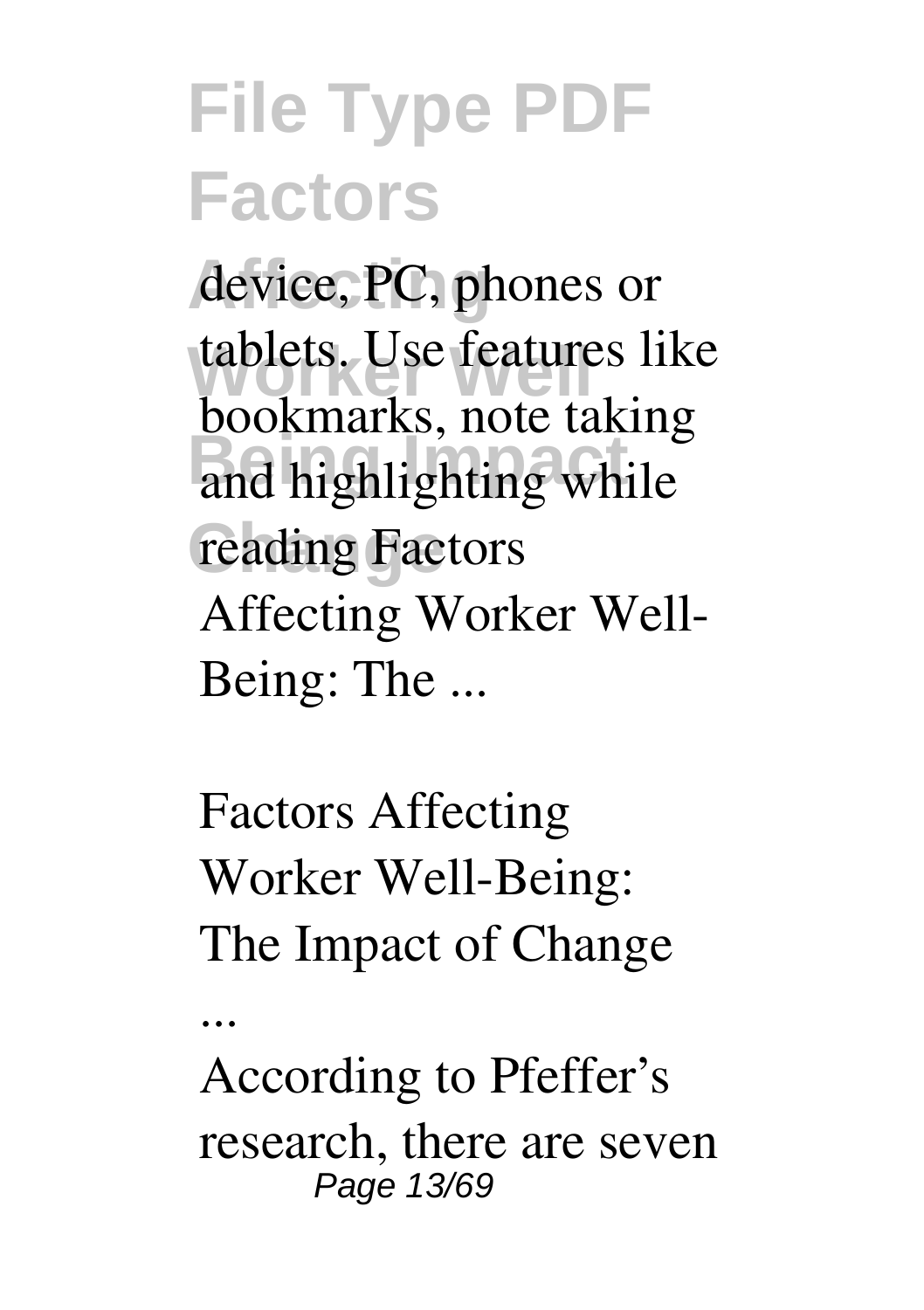device, PC, phones or tablets. Use features like bookmarks, note taking and highlighting while reading Factors Affecting Worker Well-Being: The ...

Factors Affecting Worker Well-Being: The Impact of Change ...

According to Pfeffer's research, there are seven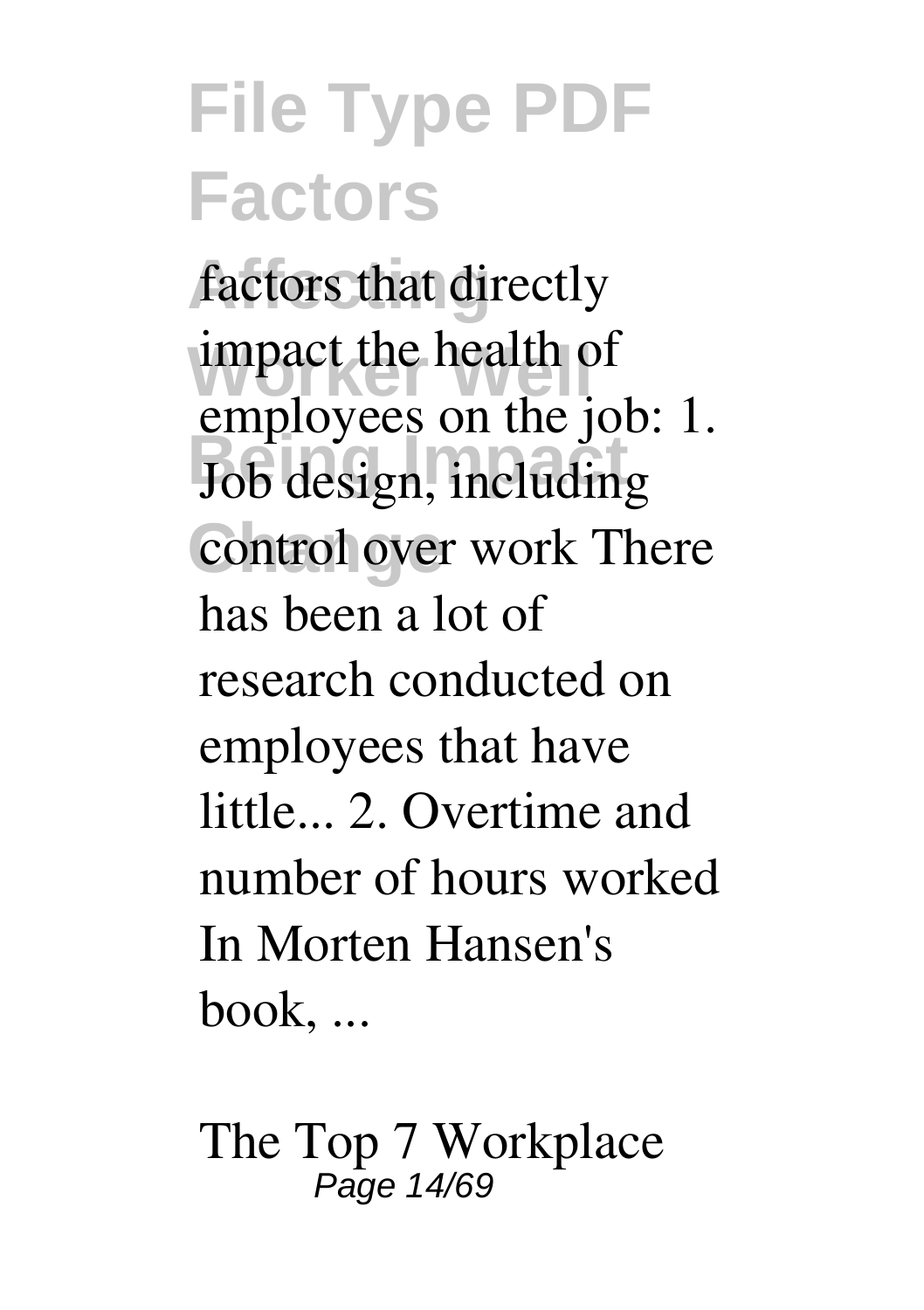factors that directly impact the health of employees on the job: 1. Job design, including control over work There has been a lot of research conducted on employees that have little... 2. Overtime and number of hours worked In Morten Hansen's book, ...

The Top 7 Workplace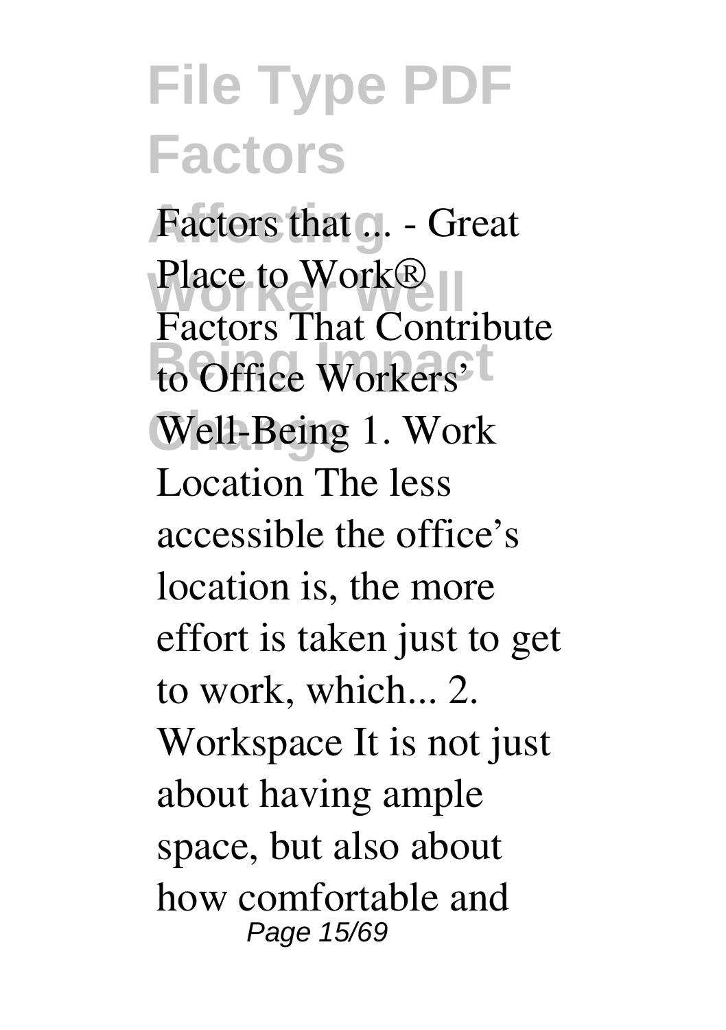Factors that ... - Great Place to Work® Factors That Contribute to Office Workers' Well-Being 1. Work Location The less accessible the office's location is, the more effort is taken just to get to work, which... 2. Workspace It is not just about having ample space, but also about how comfortable and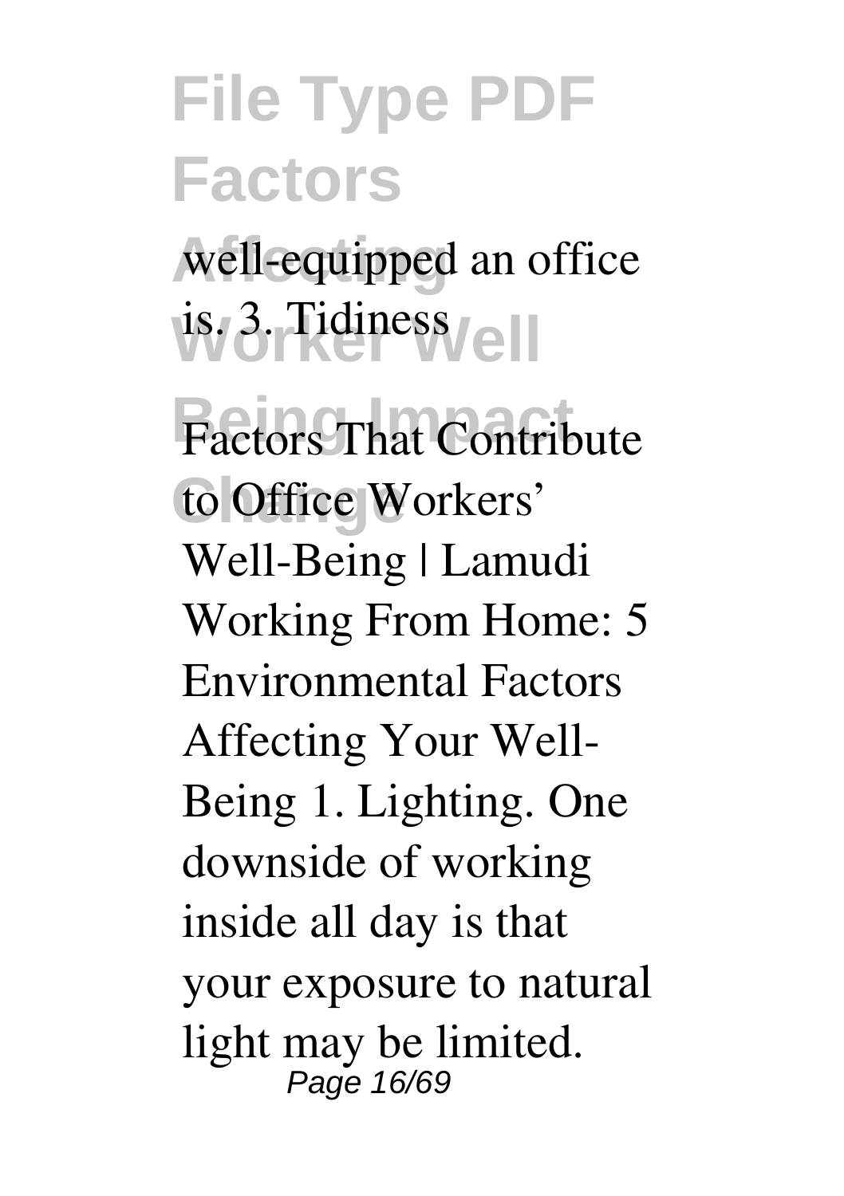well-equipped an office is. 3. Tidiness

Factors That Contribute to Office Workers' Well-Being | Lamudi Working From Home: 5 Environmental Factors Affecting Your Well-Being 1. Lighting. One downside of working inside all day is that your exposure to natural light may be limited.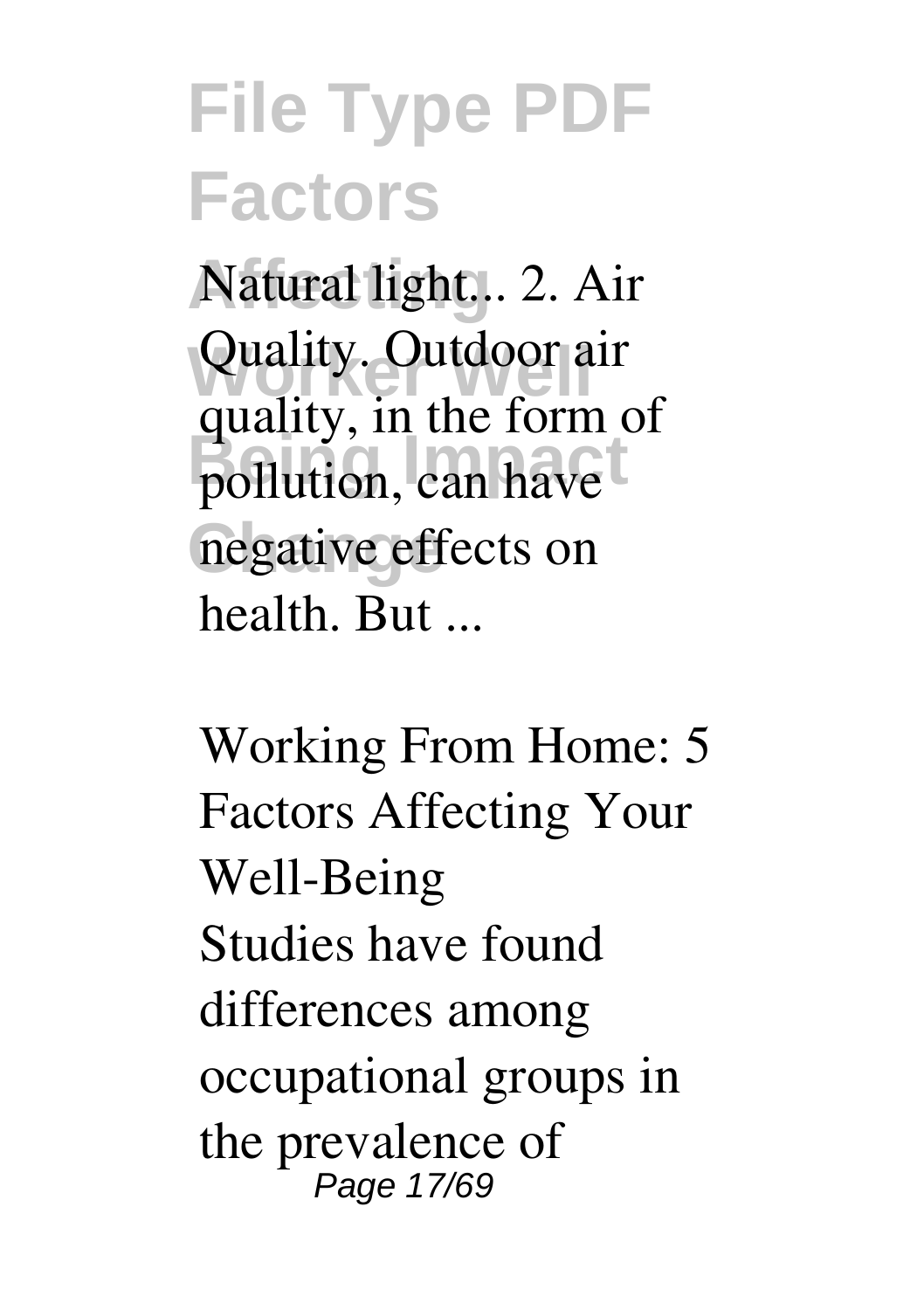Natural light... 2. Air Quality. Outdoor air quality, in the form of pollution, can have negative effects on health. But ...

## Working From Home: 5 Factors Affecting Your Well-Being

Studies have found differences among occupational groups in the prevalence of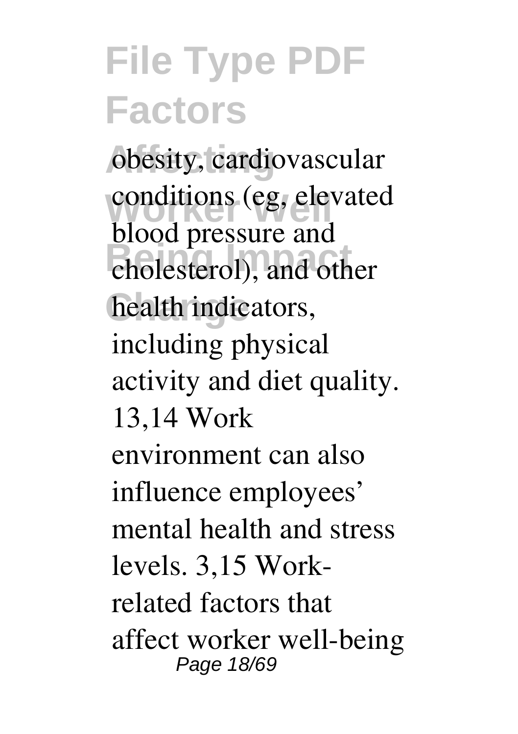obesity, cardiovascular conditions (eg, elevated blood pressure and cholesterol), and other health indicators, including physical activity and diet quality. 13,14 Work environment can also influence employees' mental health and stress levels. 3,15 Work-related factors that affect worker well-being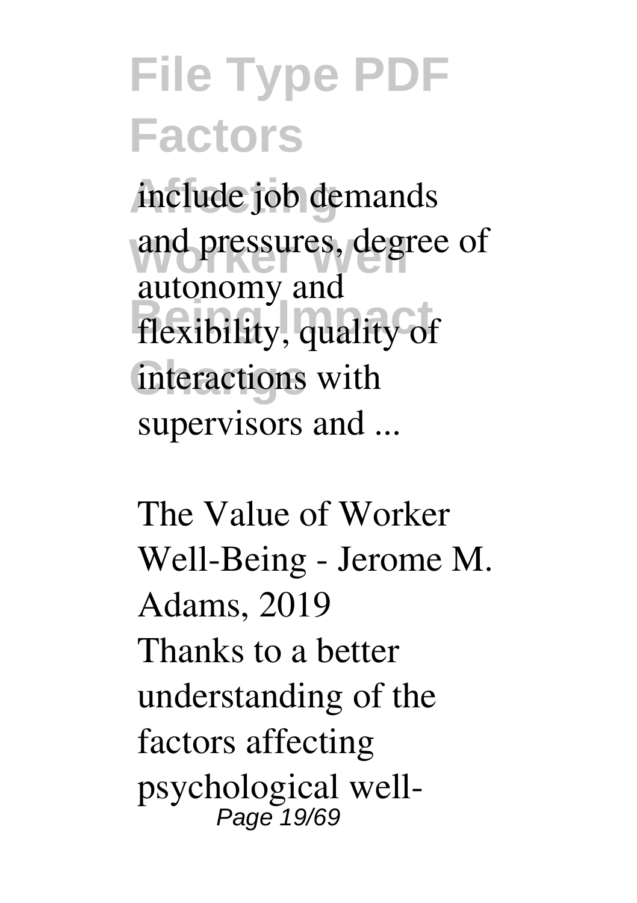include job demands and pressures, degree of autonomy and flexibility, quality of interactions with supervisors and ...

The Value of Worker Well-Being - Jerome M. Adams, 2019

Thanks to a better understanding of the factors affecting psychological well-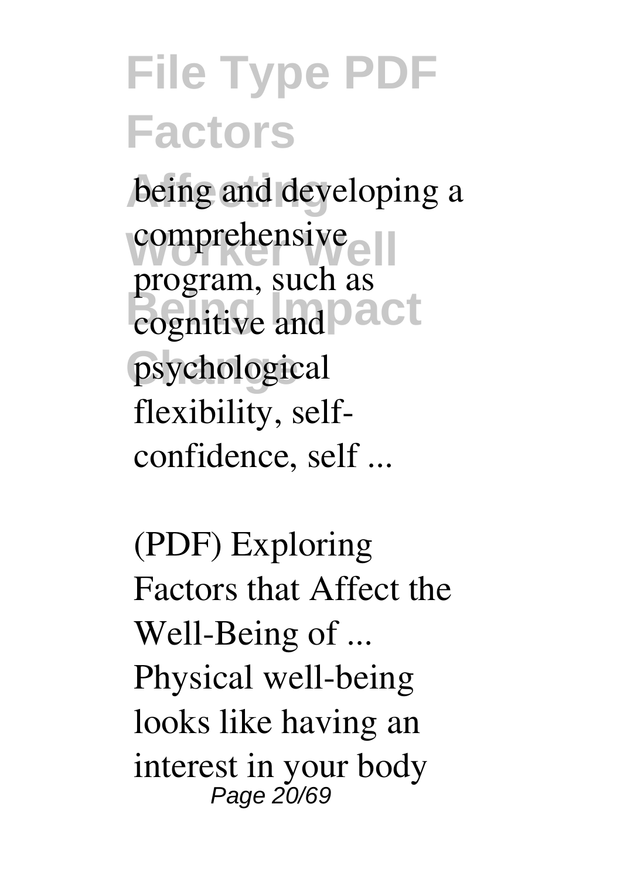being and developing a comprehensive program, such as cognitive and psychological flexibility, self-confidence, self ...

(PDF) Exploring Factors that Affect the Well-Being of ...

Physical well-being looks like having an interest in your body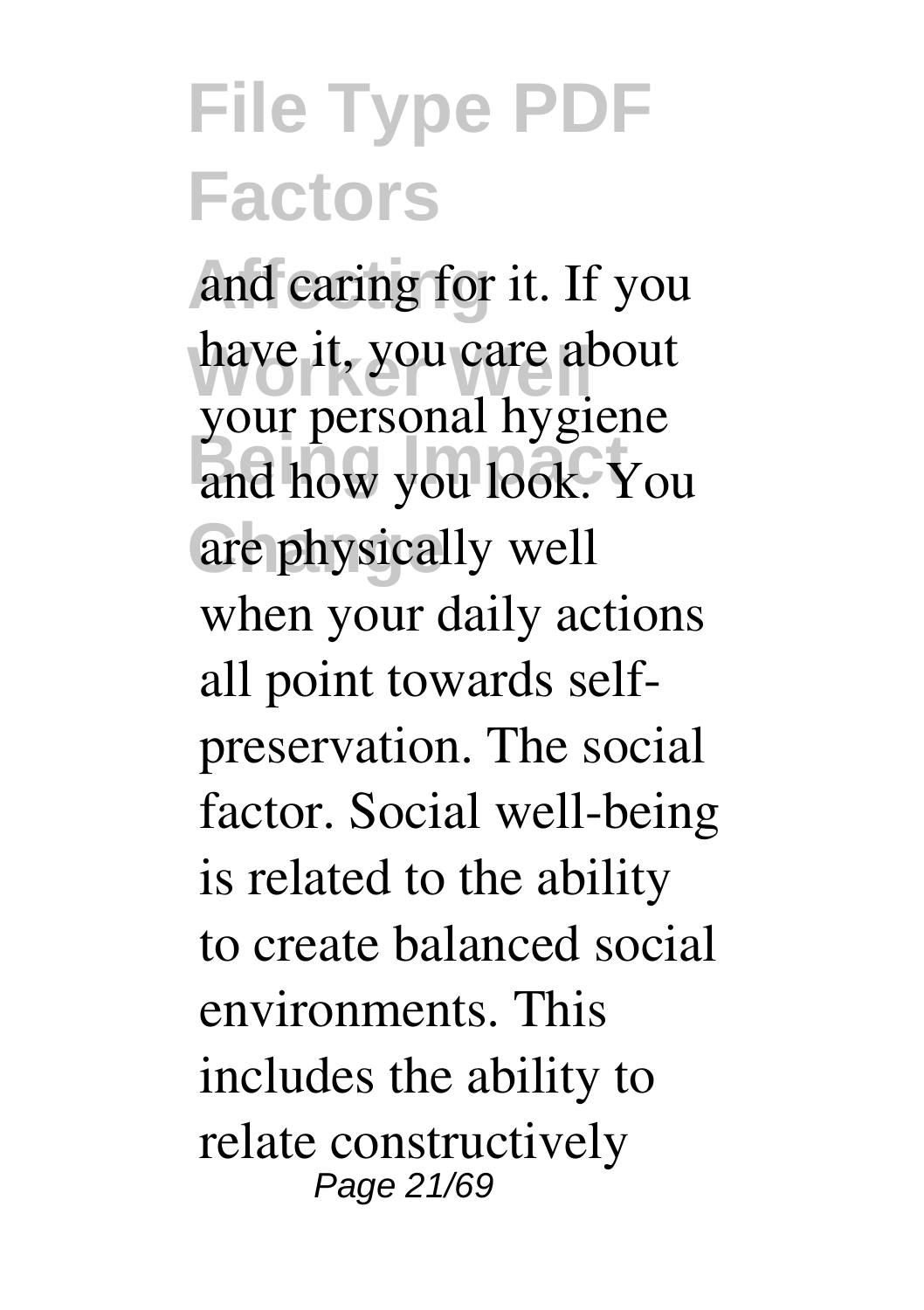and caring for it. If you have it, you care about your personal hygiene and how you look. You are physically well when your daily actions all point towards self-preservation. The social factor. Social well-being is related to the ability to create balanced social environments. This includes the ability to relate constructively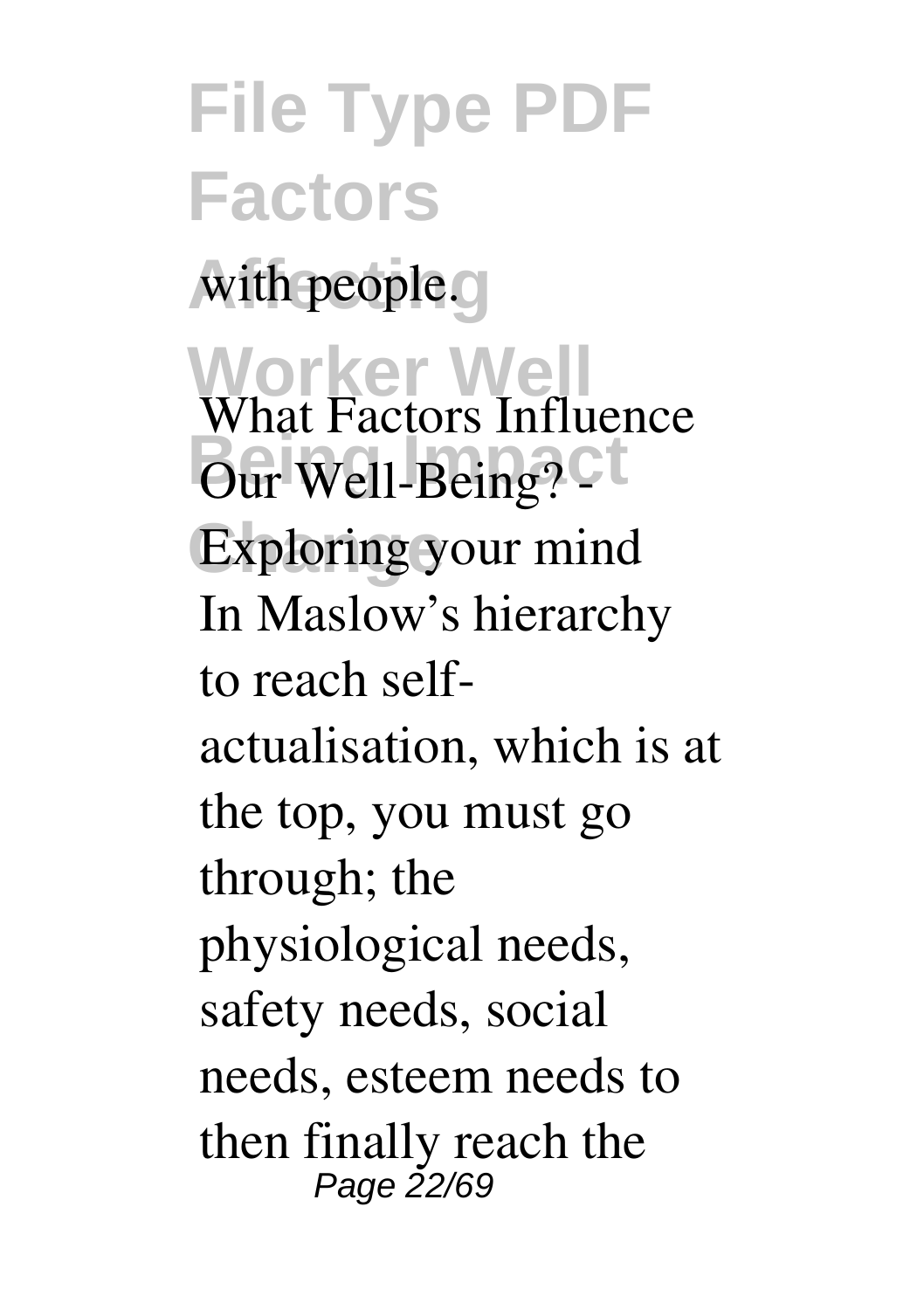with people.

What Factors Influence Our Well-Being? - Exploring your mind

In Maslow's hierarchy to reach self-actualisation, which is at the top, you must go through; the physiological needs, safety needs, social needs, esteem needs to then finally reach the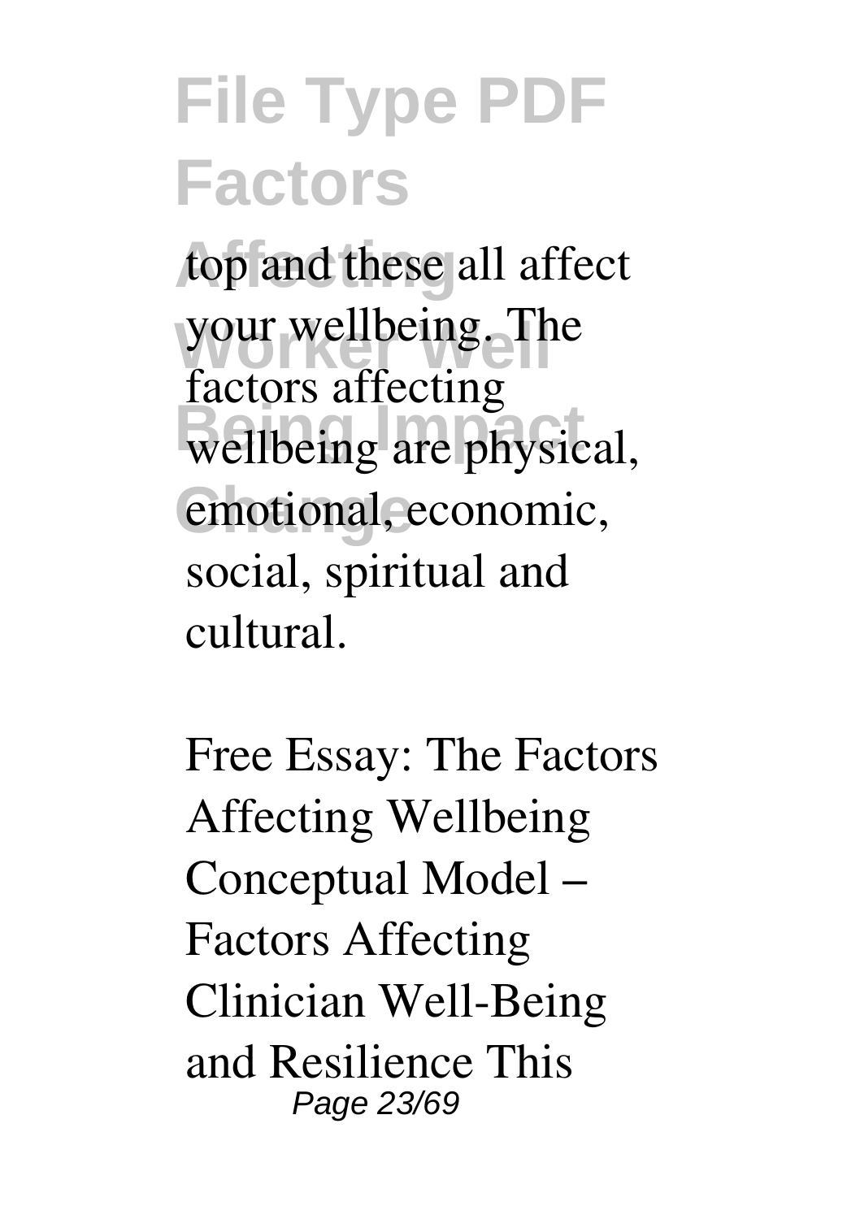top and these all affect your wellbeing. The factors affecting wellbeing are physical, emotional, economic, social, spiritual and cultural.

Free Essay: The Factors Affecting Wellbeing Conceptual Model – Factors Affecting Clinician Well-Being and Resilience This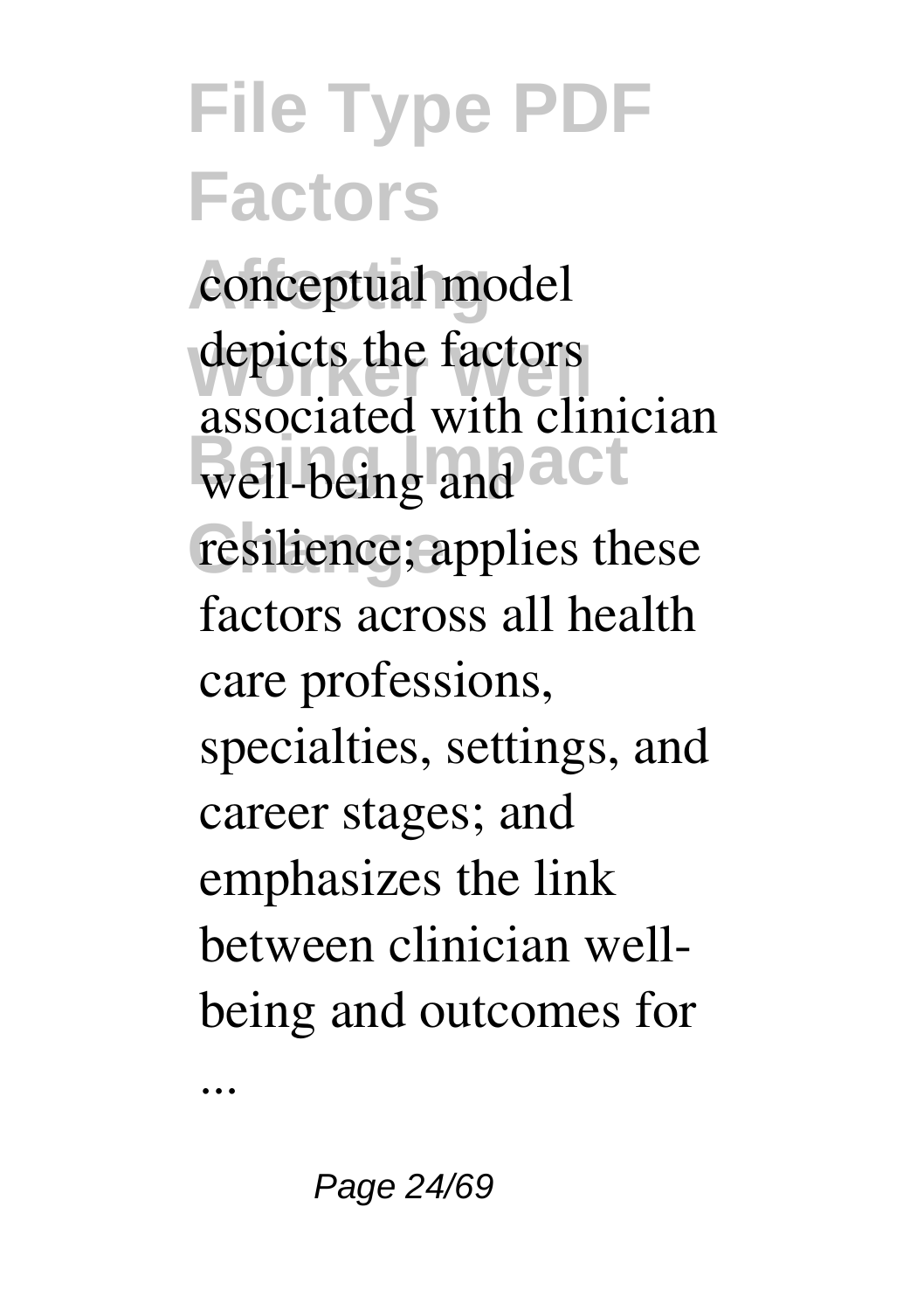conceptual model depicts the factors associated with clinician well-being and resilience; applies these factors across all health care professions, specialties, settings, and career stages; and emphasizes the link between clinician well-being and outcomes for ...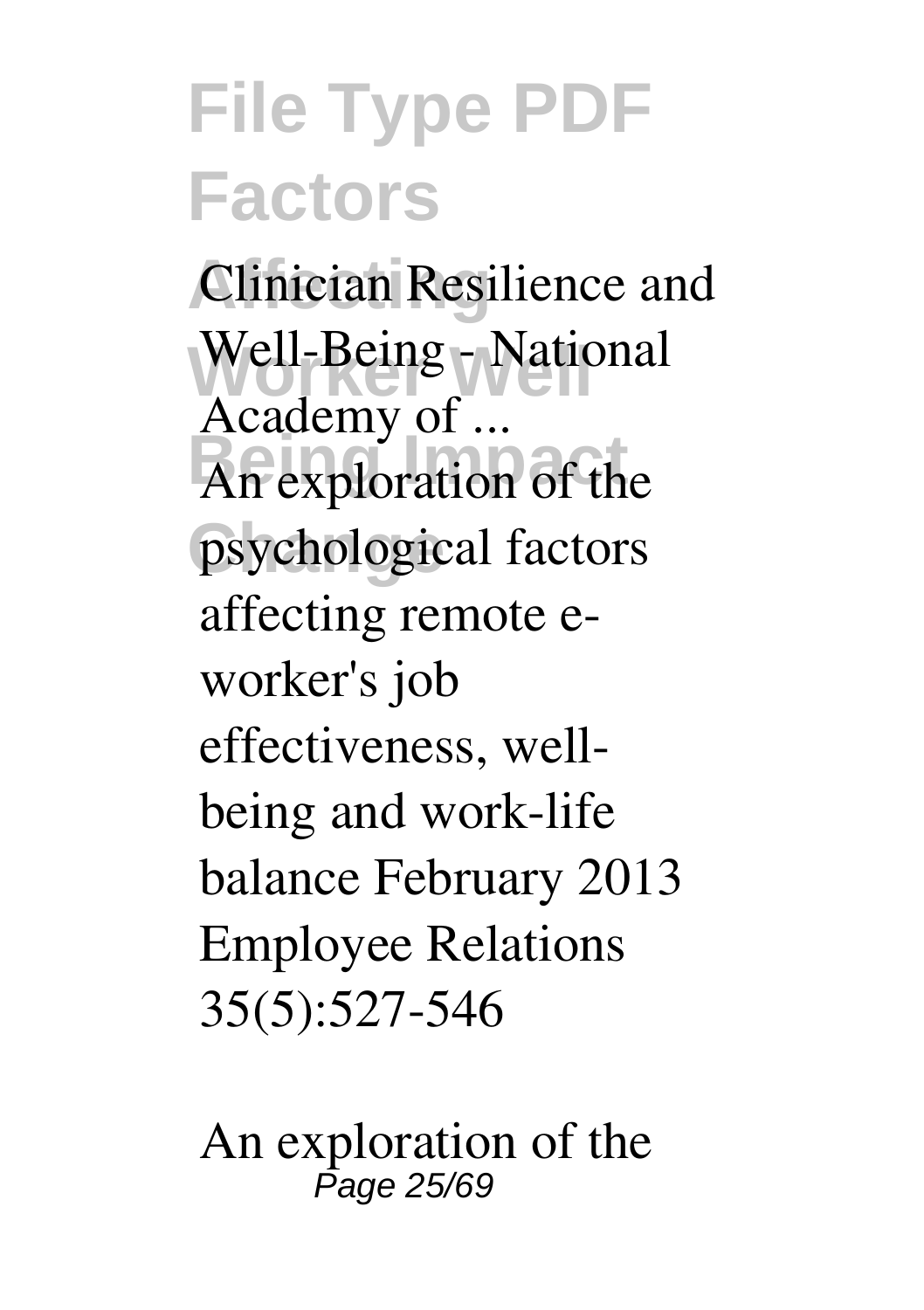**Clinician Resilience and Well-Being - National Academy of ...**

An exploration of the psychological factors affecting remote e-worker's job effectiveness, well-being and work-life balance February 2013 Employee Relations 35(5):527-546

**An exploration of the**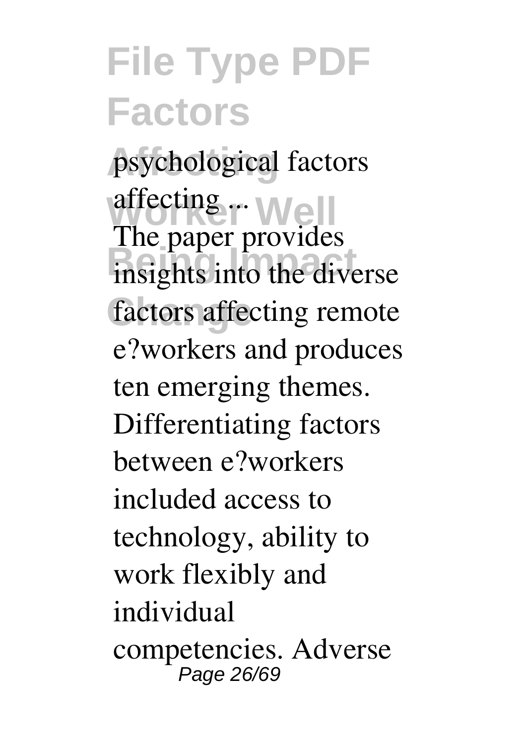psychological factors affecting ...

The paper provides insights into the diverse factors affecting remote e?workers and produces ten emerging themes. Differentiating factors between e?workers included access to technology, ability to work flexibly and individual competencies. Adverse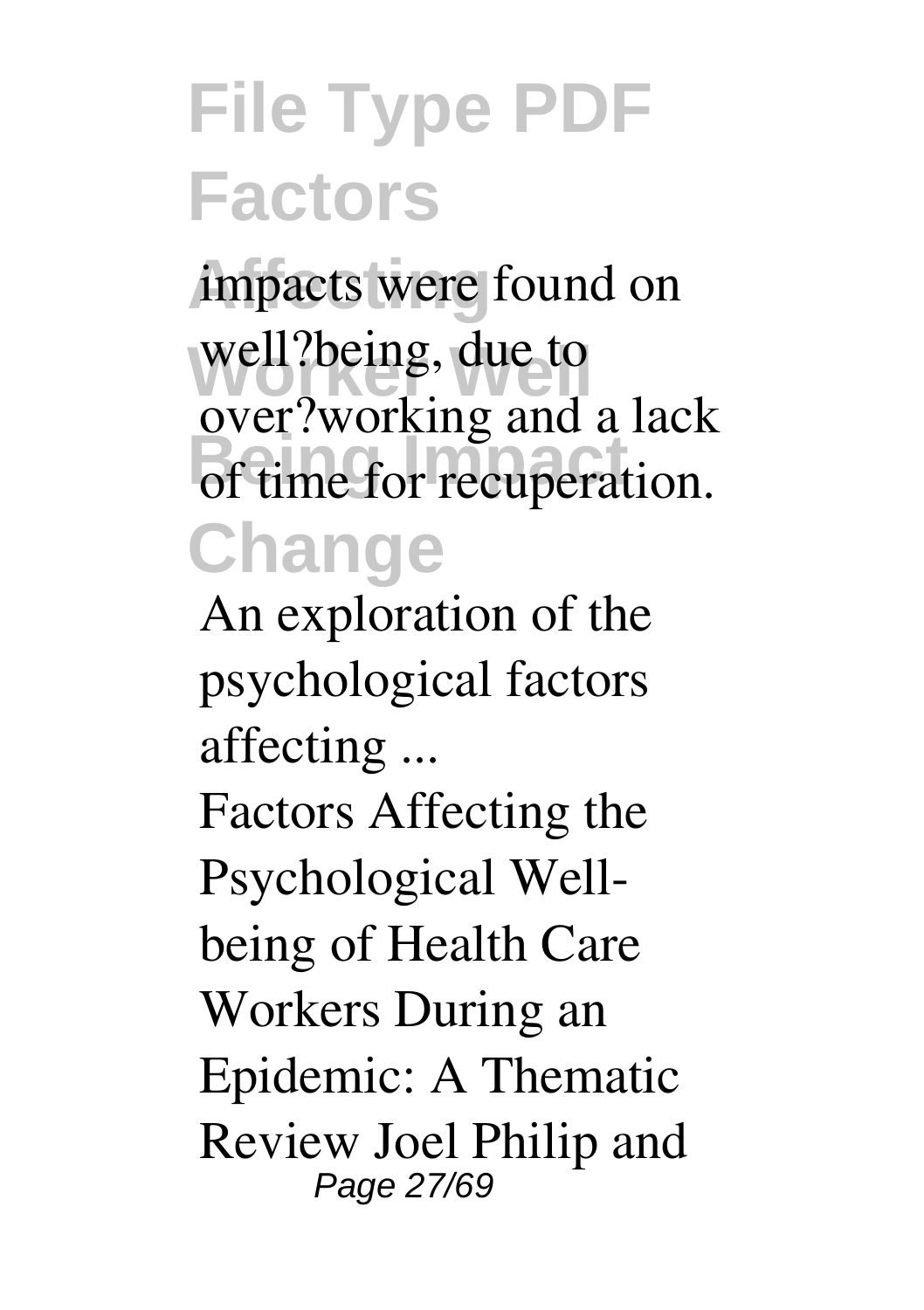impacts were found on well?being, due to over?working and a lack of time for recuperation.

**An exploration of the psychological factors affecting ...**

Factors Affecting the Psychological Well-being of Health Care Workers During an Epidemic: A Thematic Review Joel Philip and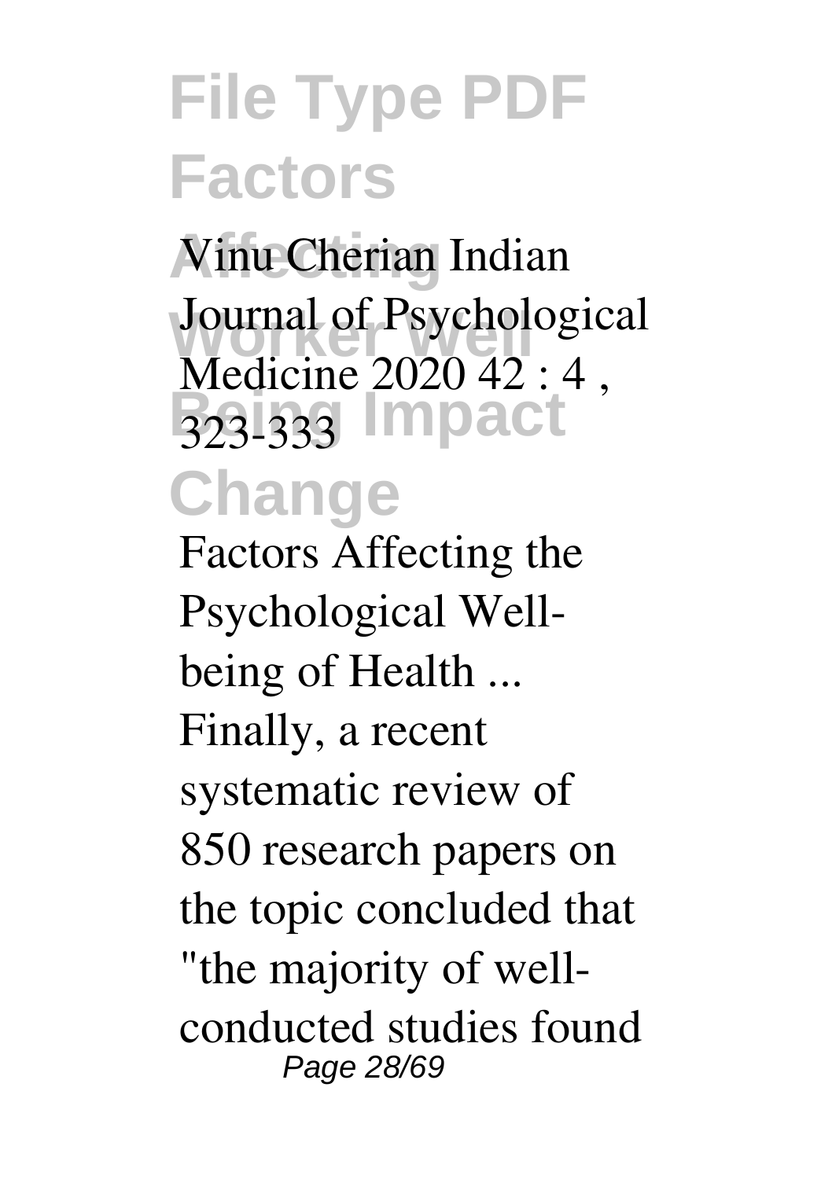Vinu Cherian Indian Journal of Psychological Medicine 2020 42 : 4 , 323-333

**Factors Affecting the Psychological Well-being of Health ...**

Finally, a recent systematic review of 850 research papers on the topic concluded that "the majority of well-conducted studies found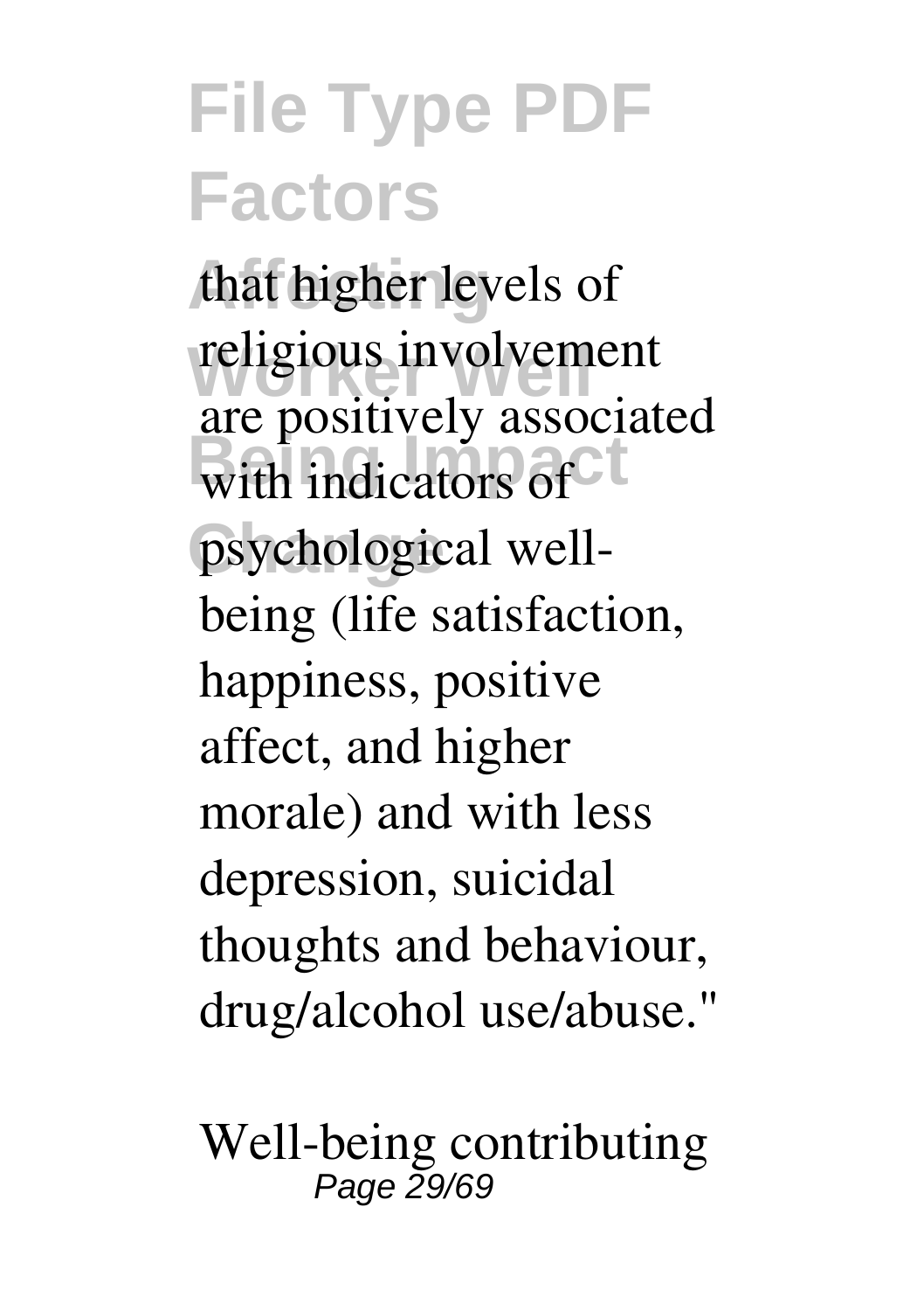that higher levels of religious involvement are positively associated with indicators of psychological well-being (life satisfaction, happiness, positive affect, and higher morale) and with less depression, suicidal thoughts and behaviour, drug/alcohol use/abuse."

Well-being contributing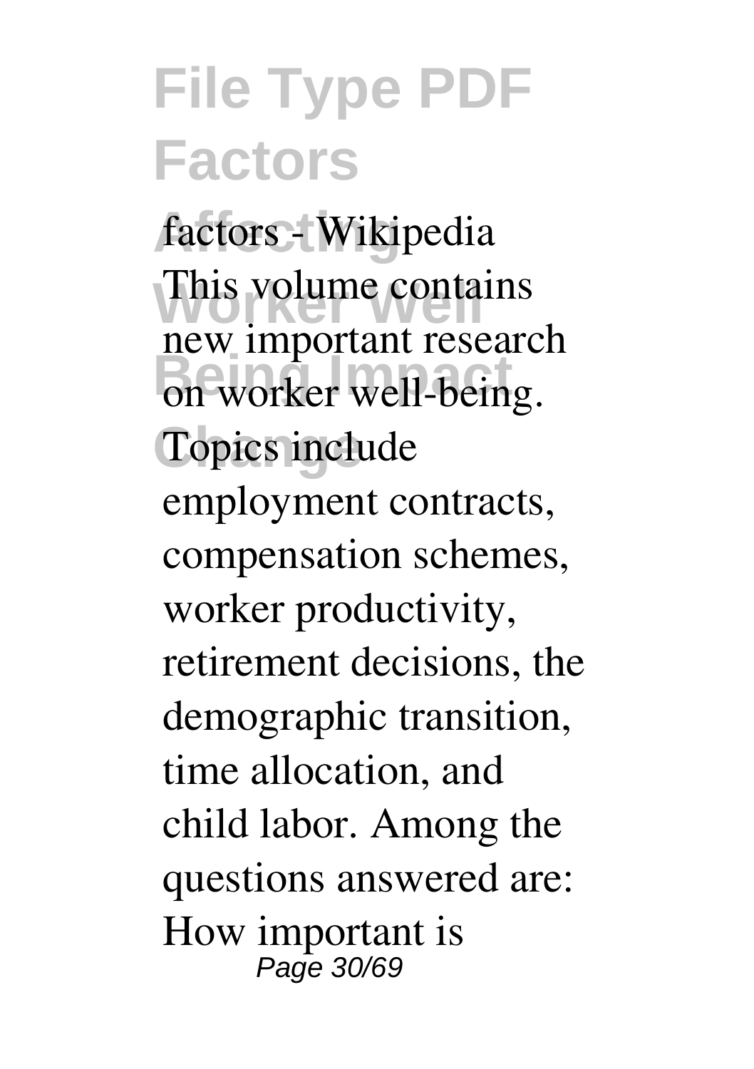factors - Wikipedia

This volume contains new important research on worker well-being. Topics include employment contracts, compensation schemes, worker productivity, retirement decisions, the demographic transition, time allocation, and child labor. Among the questions answered are: How important is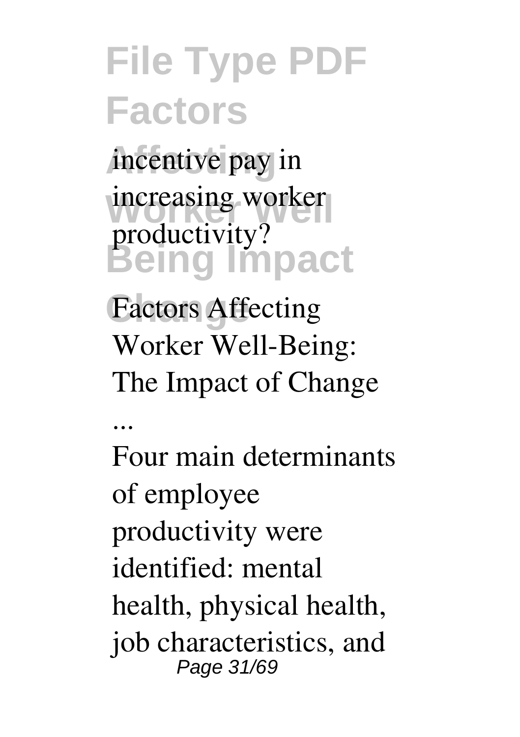incentive pay in increasing worker productivity?

**Factors Affecting Worker Well-Being: The Impact of Change ...**

Four main determinants of employee productivity were identified: mental health, physical health, job characteristics, and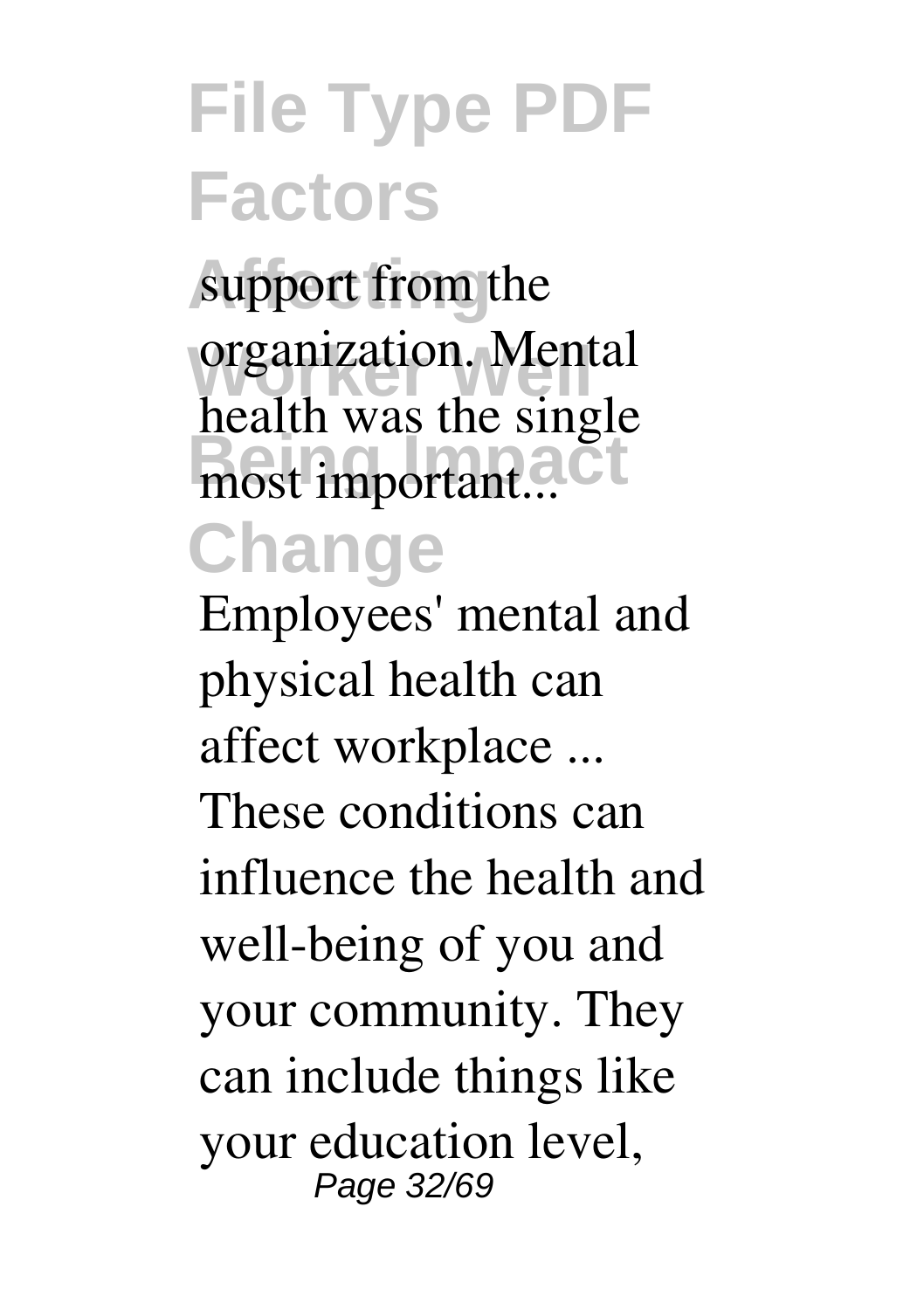support from the organization. Mental health was the single most important...

Employees' mental and physical health can affect workplace ... These conditions can influence the health and well-being of you and your community. They can include things like your education level,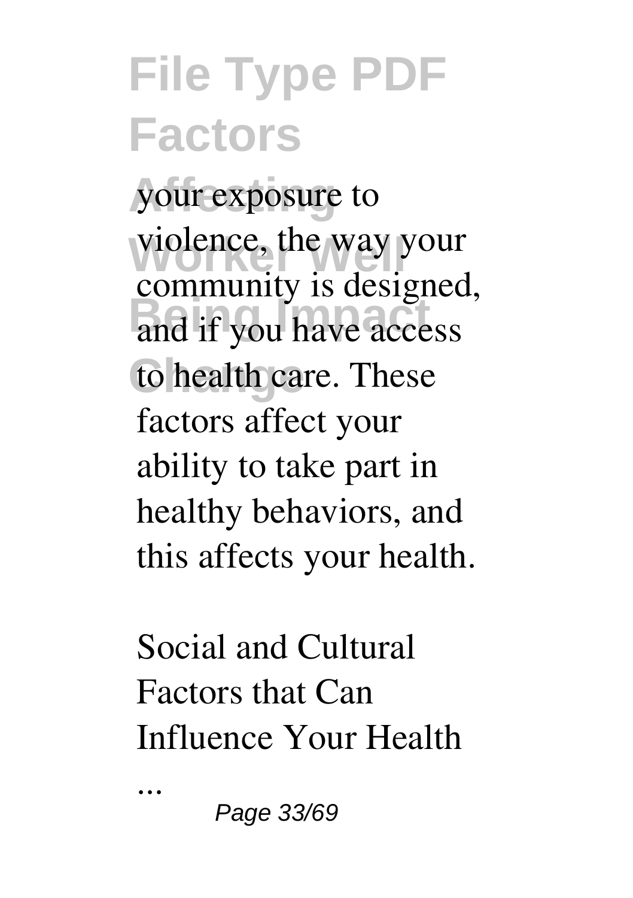your exposure to violence, the way your community is designed, and if you have access to health care. These factors affect your ability to take part in healthy behaviors, and this affects your health.

Social and Cultural Factors that Can Influence Your Health ...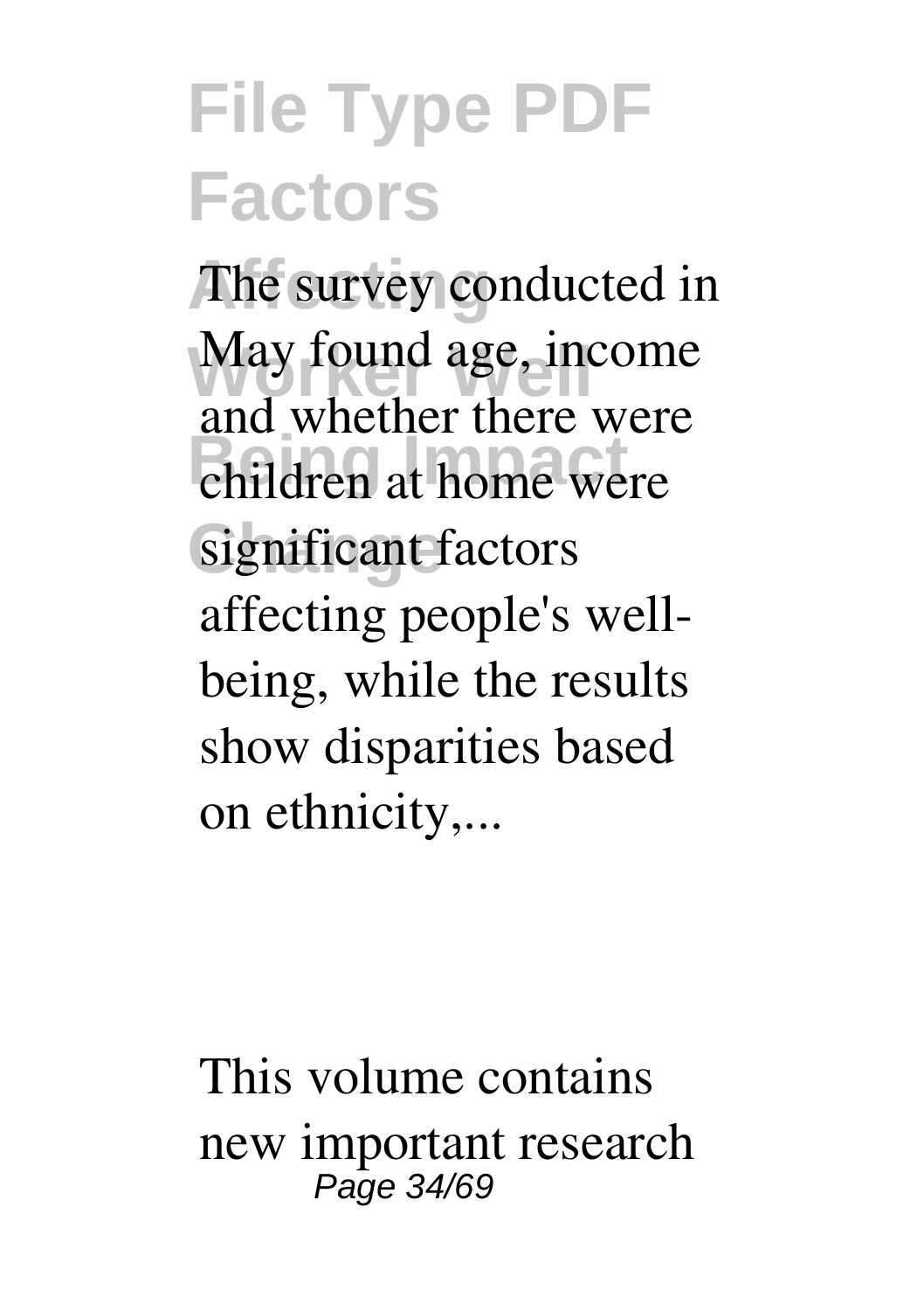The survey conducted in May found age, income and whether there were children at home were significant factors affecting people's well-being, while the results show disparities based on ethnicity,...

This volume contains new important research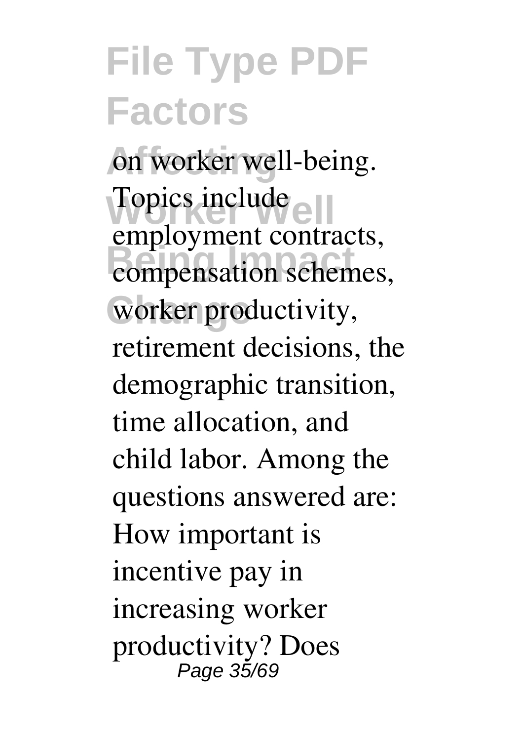on worker well-being. Topics include employment contracts, compensation schemes, worker productivity, retirement decisions, the demographic transition, time allocation, and child labor. Among the questions answered are: How important is incentive pay in increasing worker productivity? Does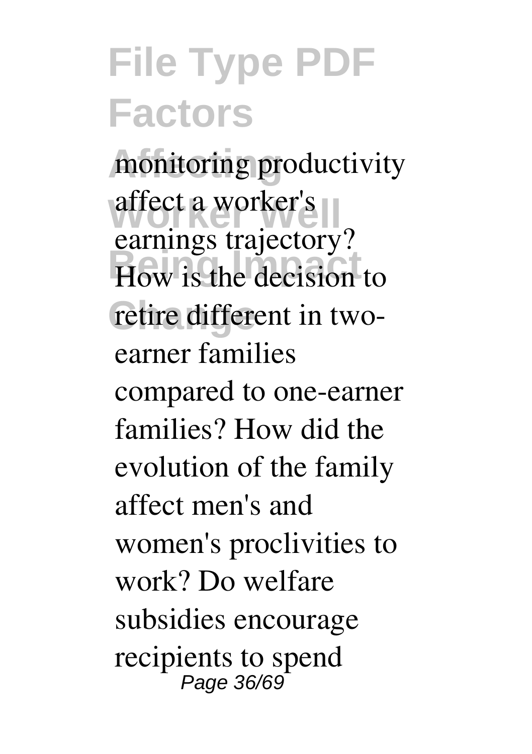monitoring productivity affect a worker's earnings trajectory? How is the decision to retire different in two-earner families compared to one-earner families? How did the evolution of the family affect men's and women's proclivities to work? Do welfare subsidies encourage recipients to spend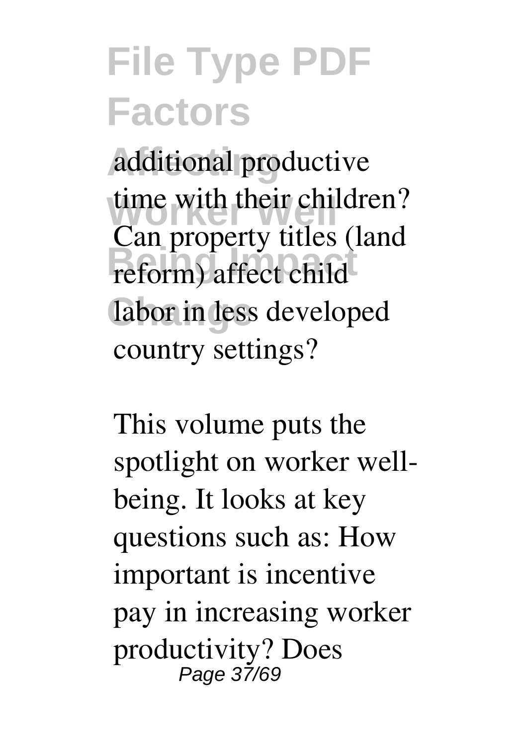additional productive time with their children? Can property titles (land reform) affect child labor in less developed country settings?

This volume puts the spotlight on worker well-being. It looks at key questions such as: How important is incentive pay in increasing worker productivity? Does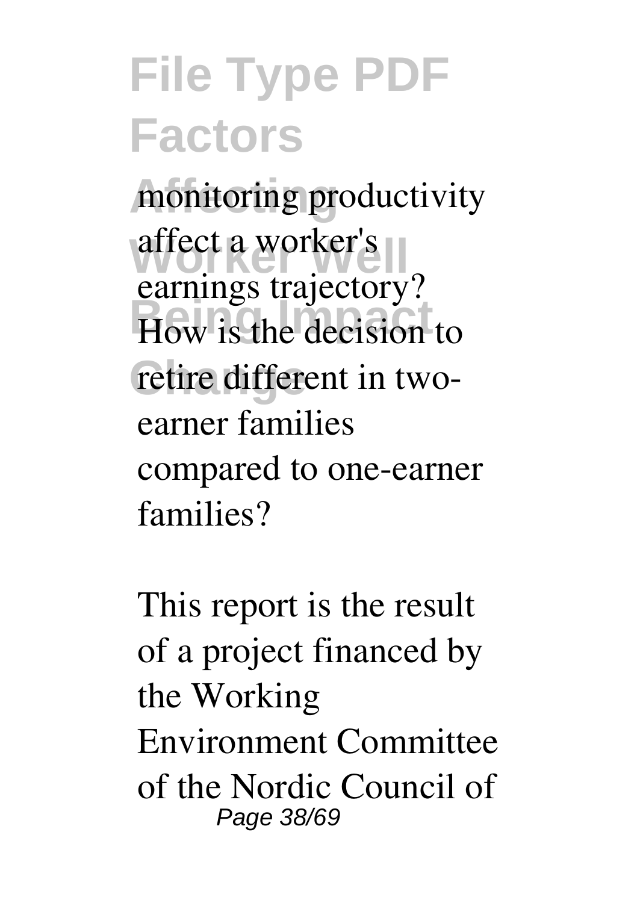monitoring productivity affect a worker's earnings trajectory? How is the decision to retire different in two-earner families compared to one-earner families?

This report is the result of a project financed by the Working Environment Committee of the Nordic Council of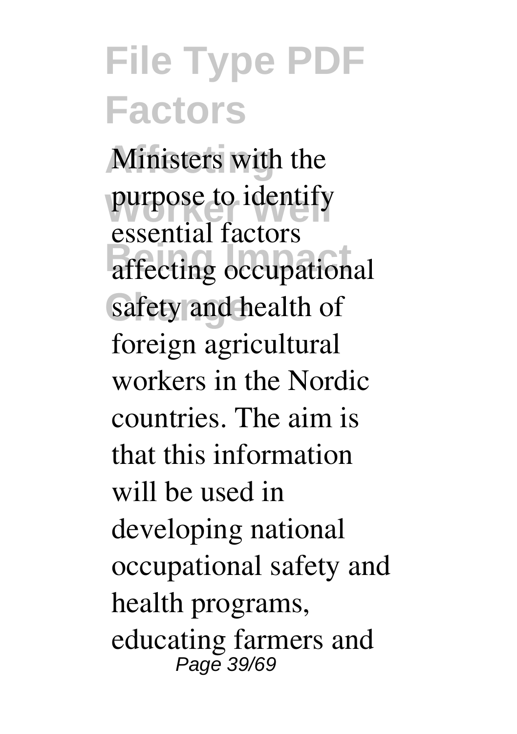Ministers with the purpose to identify essential factors affecting occupational safety and health of foreign agricultural workers in the Nordic countries. The aim is that this information will be used in developing national occupational safety and health programs, educating farmers and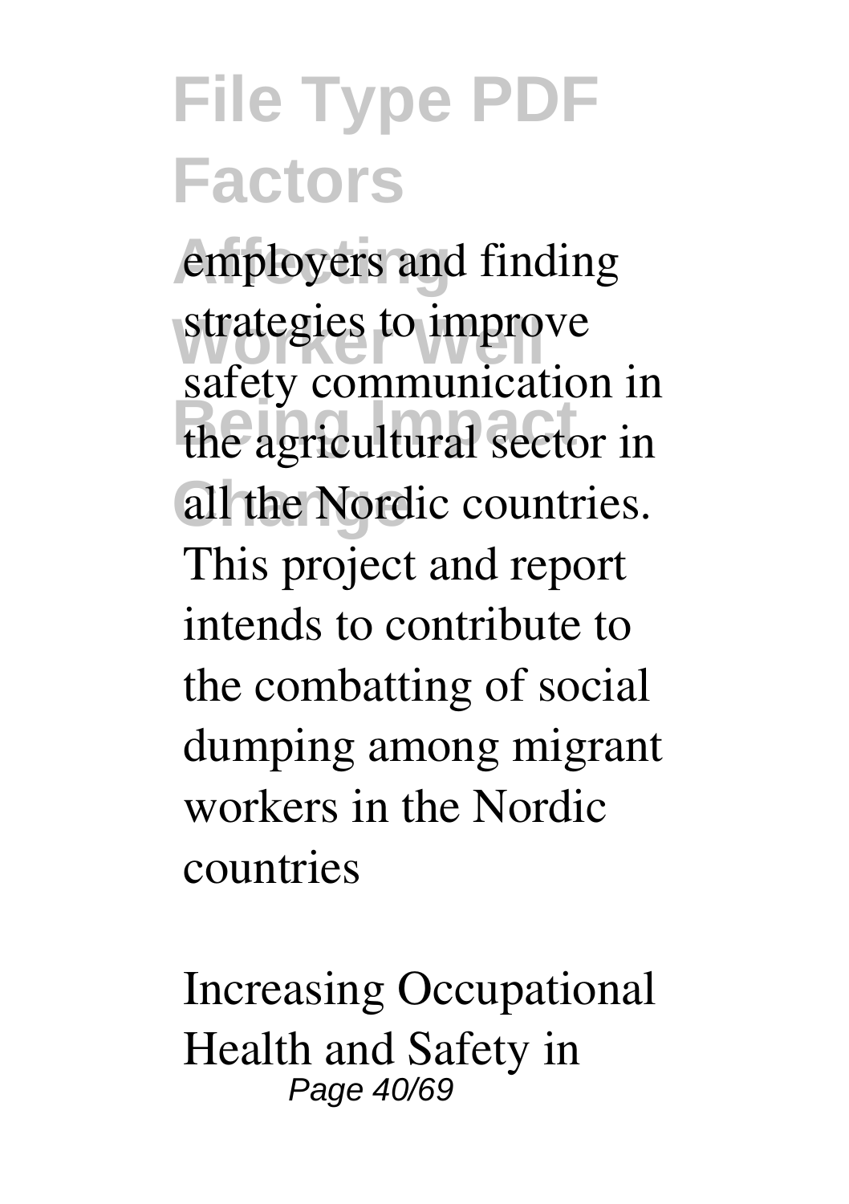employers and finding strategies to improve safety communication in the agricultural sector in all the Nordic countries. This project and report intends to contribute to the combatting of social dumping among migrant workers in the Nordic countries

Increasing Occupational Health and Safety in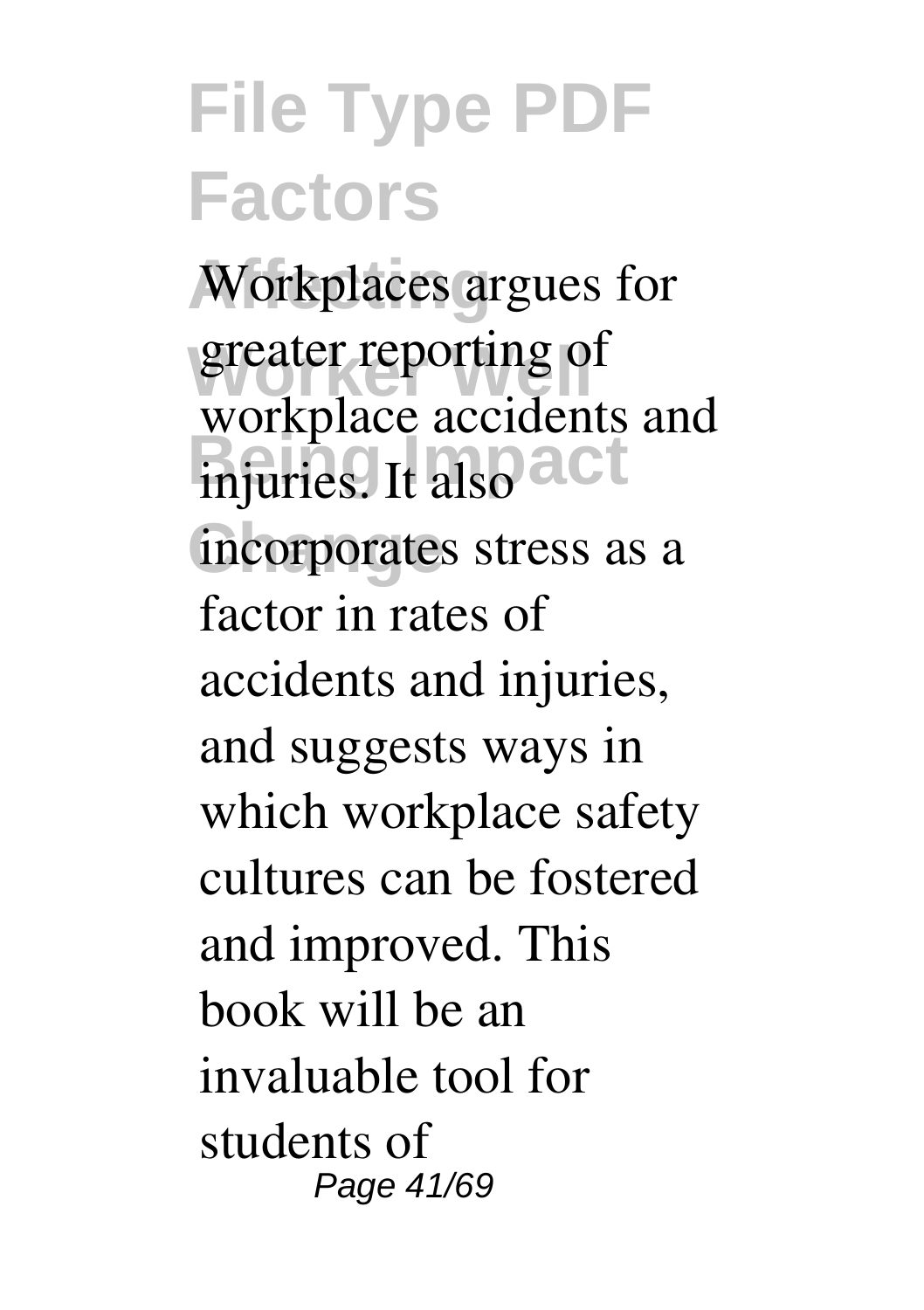Workplaces argues for greater reporting of workplace accidents and injuries. It also incorporates stress as a factor in rates of accidents and injuries, and suggests ways in which workplace safety cultures can be fostered and improved. This book will be an invaluable tool for students of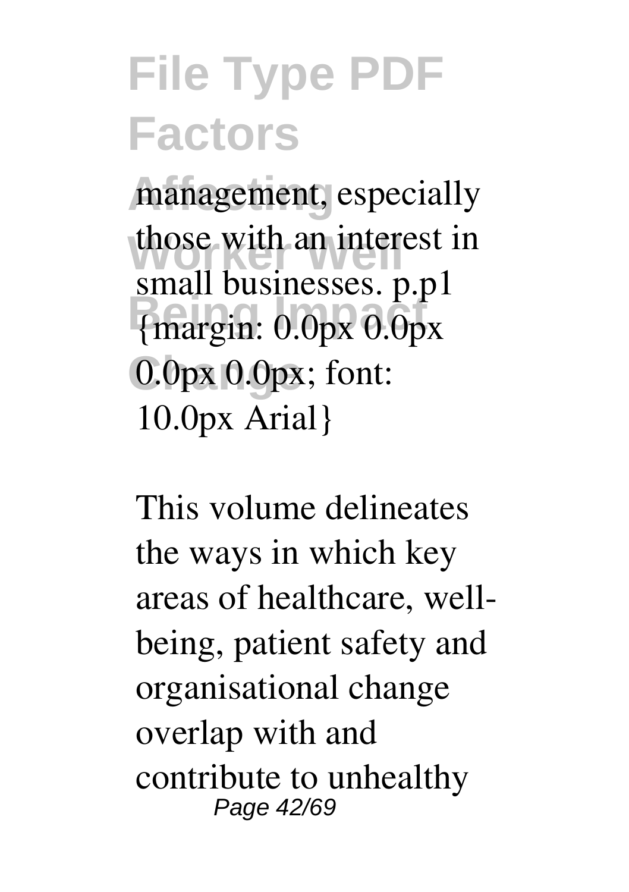management, especially those with an interest in small businesses. p.p1 {margin: 0.0px 0.0px 0.0px 0.0px; font: 10.0px Arial}

This volume delineates the ways in which key areas of healthcare, well-being, patient safety and organisational change overlap with and contribute to unhealthy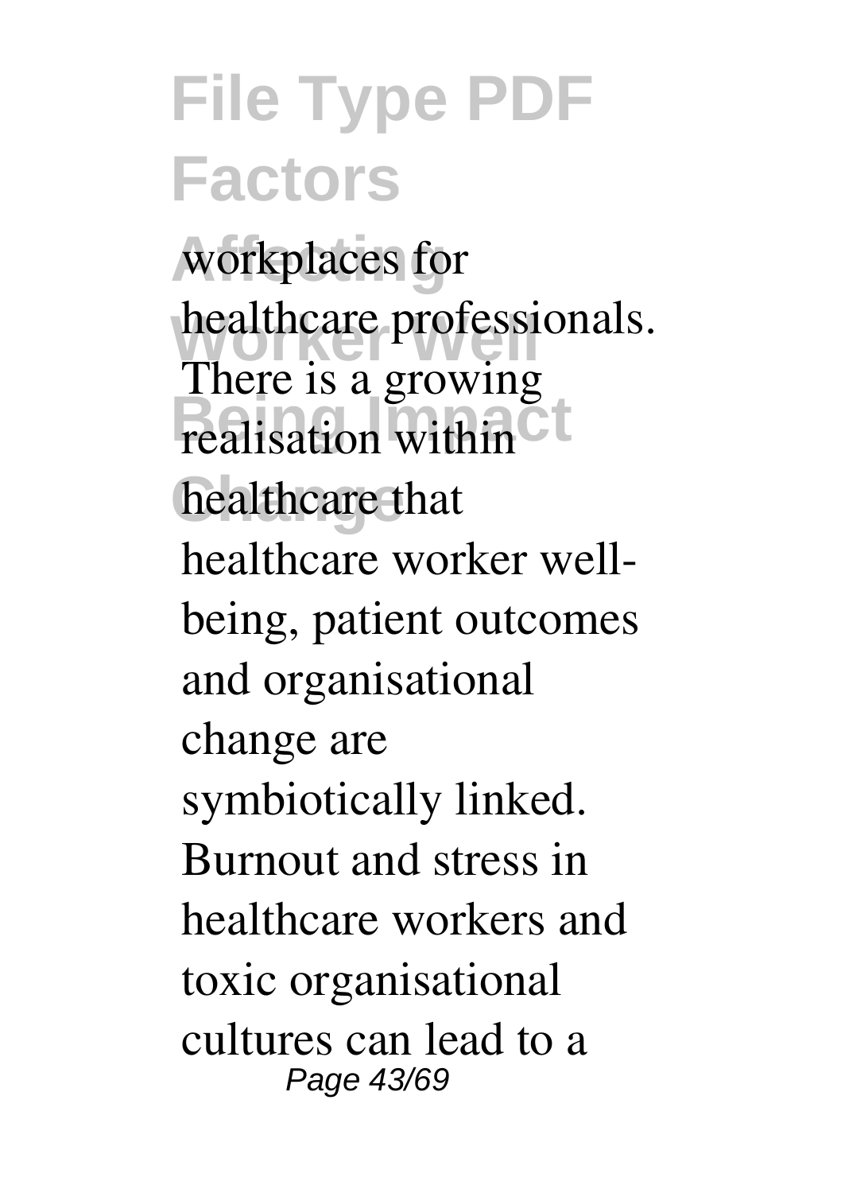workplaces for healthcare professionals. There is a growing realisation within healthcare that healthcare worker well-being, patient outcomes and organisational change are symbiotically linked. Burnout and stress in healthcare workers and toxic organisational cultures can lead to a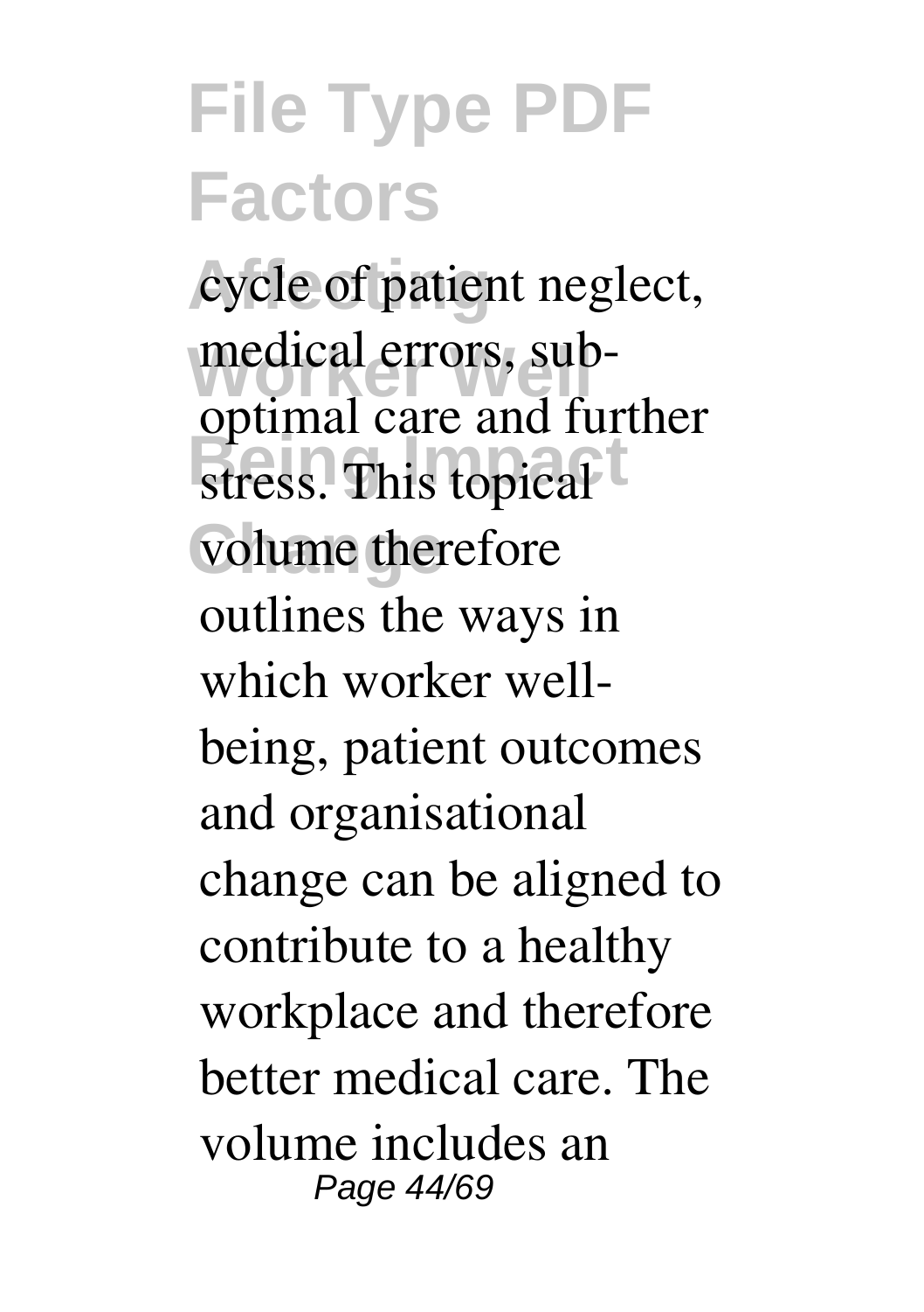cycle of patient neglect, medical errors, sub-optimal care and further stress. This topical volume therefore outlines the ways in which worker well-being, patient outcomes and organisational change can be aligned to contribute to a healthy workplace and therefore better medical care. The volume includes an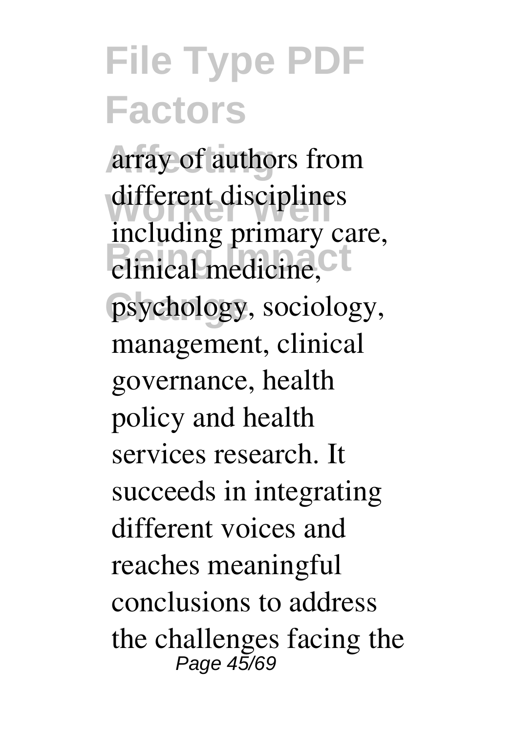array of authors from different disciplines including primary care, clinical medicine, psychology, sociology, management, clinical governance, health policy and health services research. It succeeds in integrating different voices and reaches meaningful conclusions to address the challenges facing the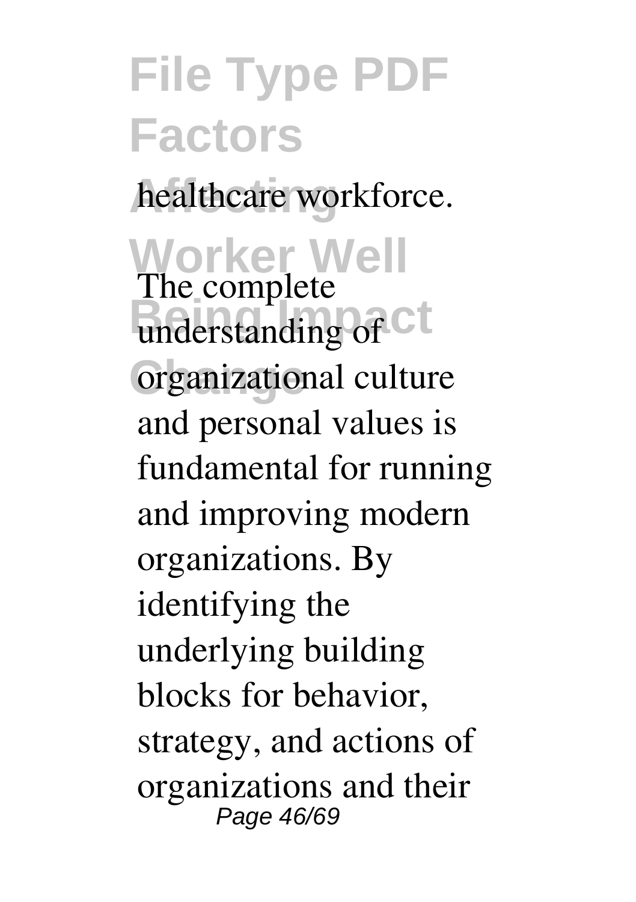healthcare workforce.

The complete understanding of organizational culture and personal values is fundamental for running and improving modern organizations. By identifying the underlying building blocks for behavior, strategy, and actions of organizations and their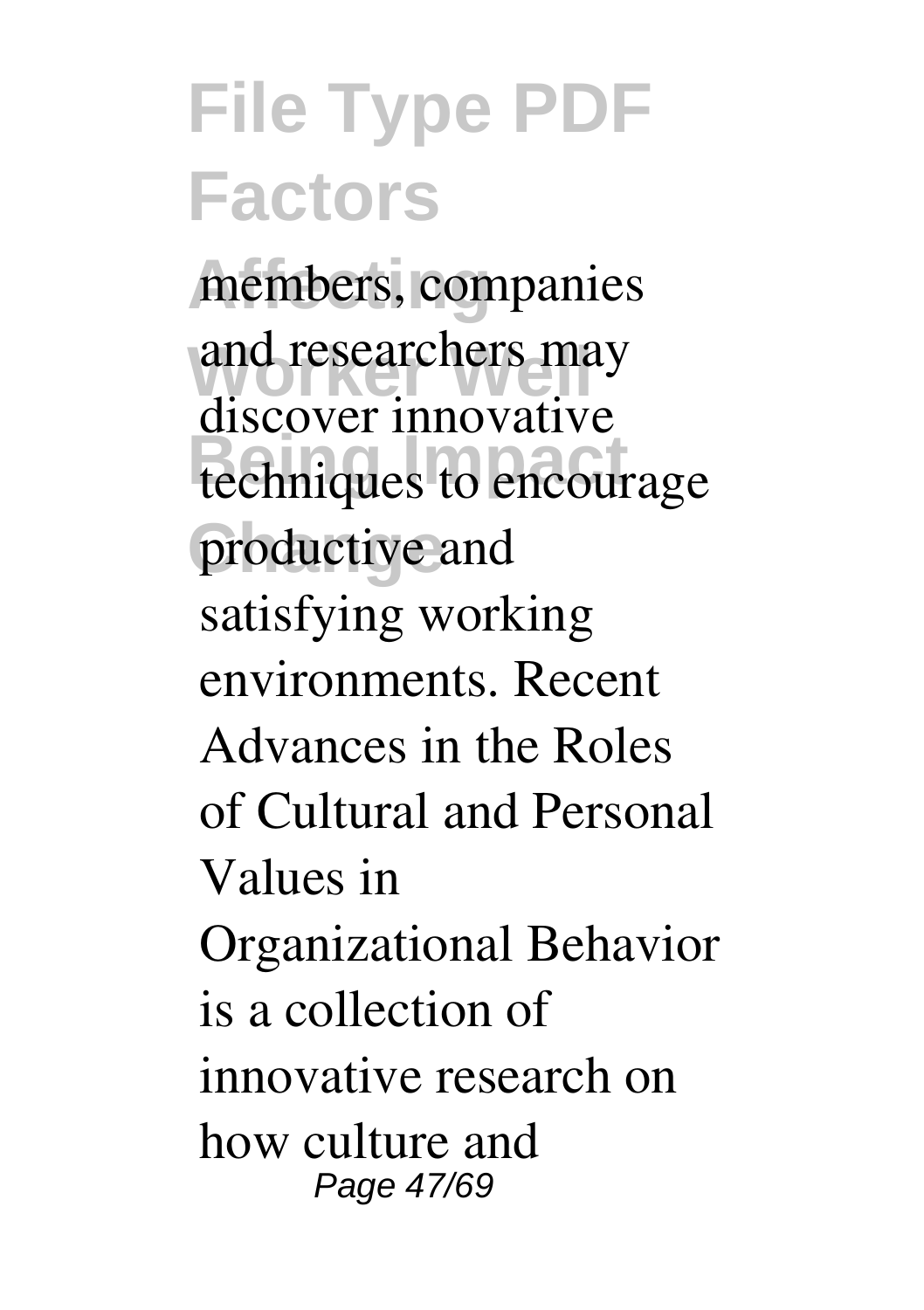members, companies and researchers may discover innovative techniques to encourage productive and satisfying working environments. Recent Advances in the Roles of Cultural and Personal Values in Organizational Behavior is a collection of innovative research on how culture and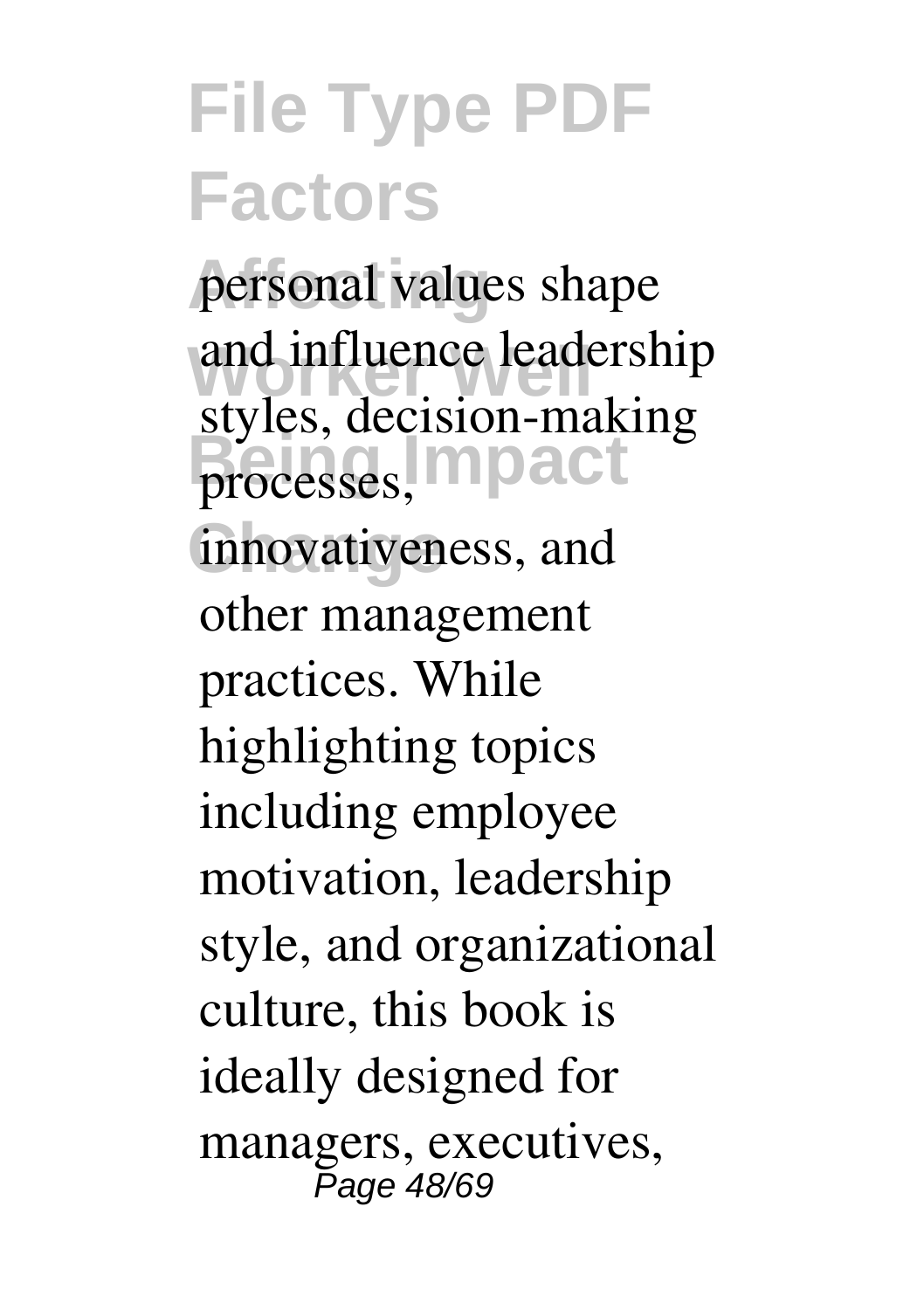personal values shape and influence leadership styles, decision-making processes, innovativeness, and other management practices. While highlighting topics including employee motivation, leadership style, and organizational culture, this book is ideally designed for managers, executives,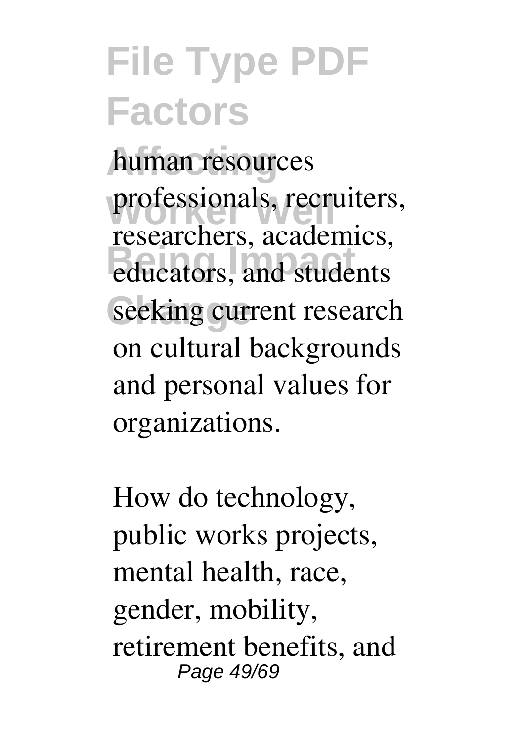human resources professionals, recruiters, researchers, academics, educators, and students seeking current research on cultural backgrounds and personal values for organizations.

How do technology, public works projects, mental health, race, gender, mobility, retirement benefits, and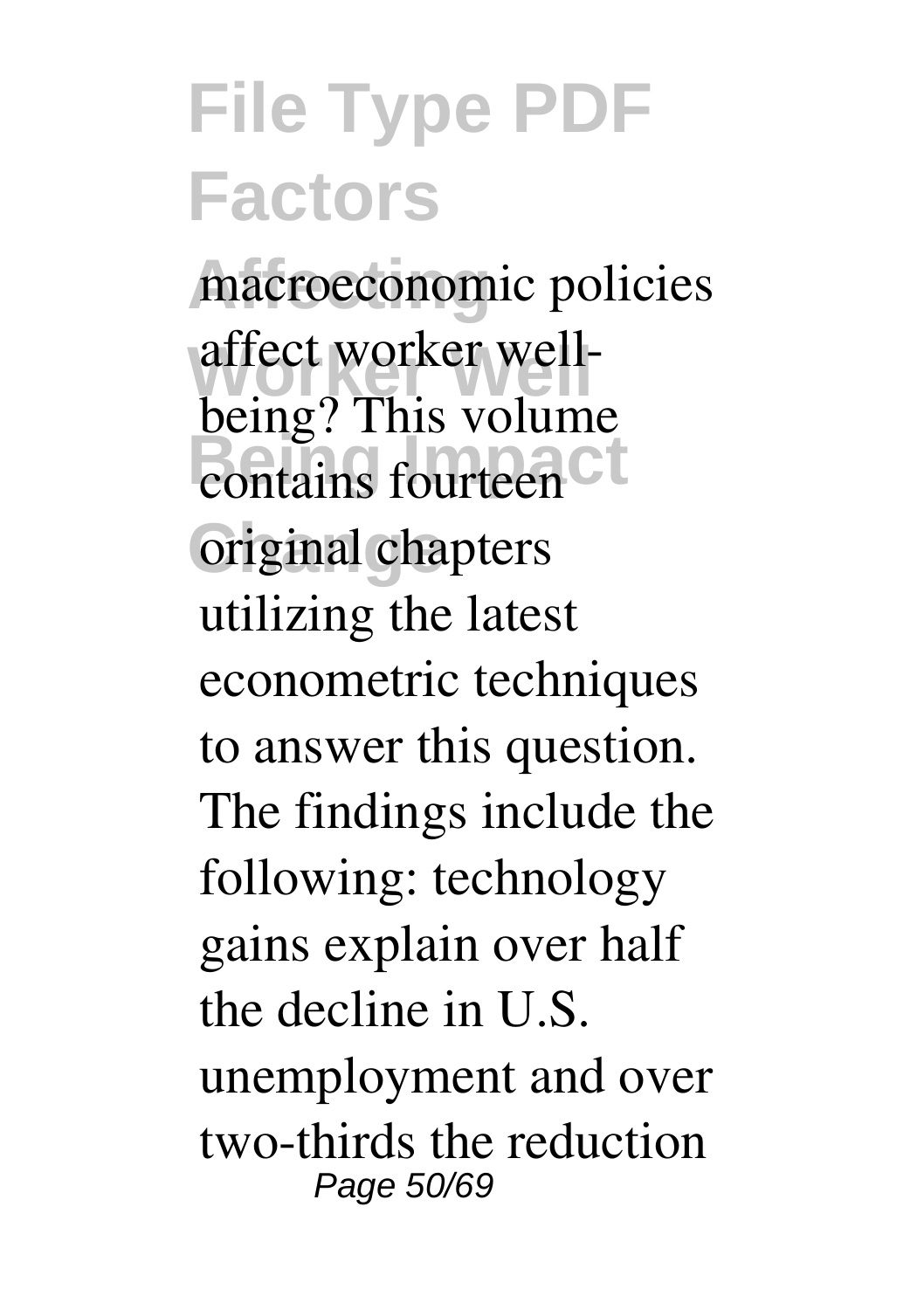macroeconomic policies affect worker well-being? This volume contains fourteen original chapters utilizing the latest econometric techniques to answer this question. The findings include the following: technology gains explain over half the decline in U.S. unemployment and over two-thirds the reduction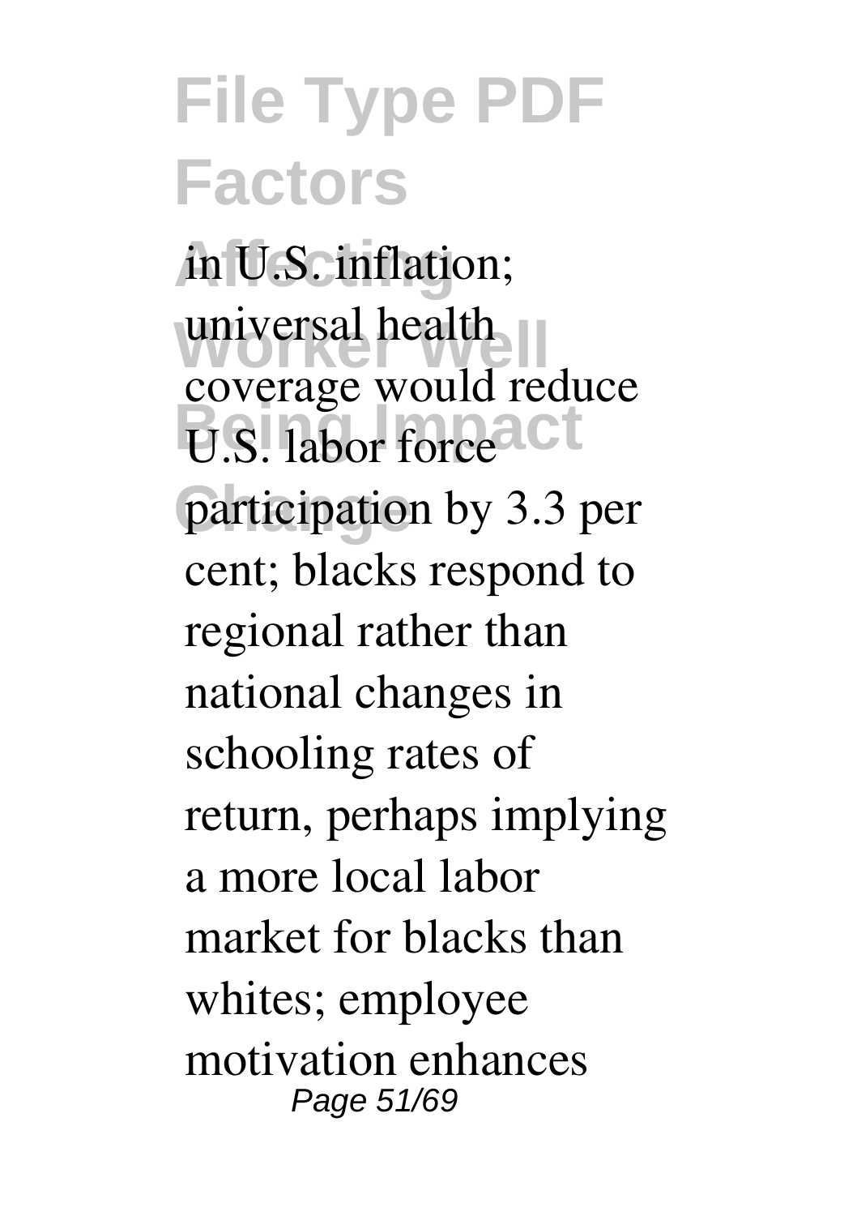in U.S. inflation; universal health coverage would reduce U.S. labor force participation by 3.3 per cent; blacks respond to regional rather than national changes in schooling rates of return, perhaps implying a more local labor market for blacks than whites; employee motivation enhances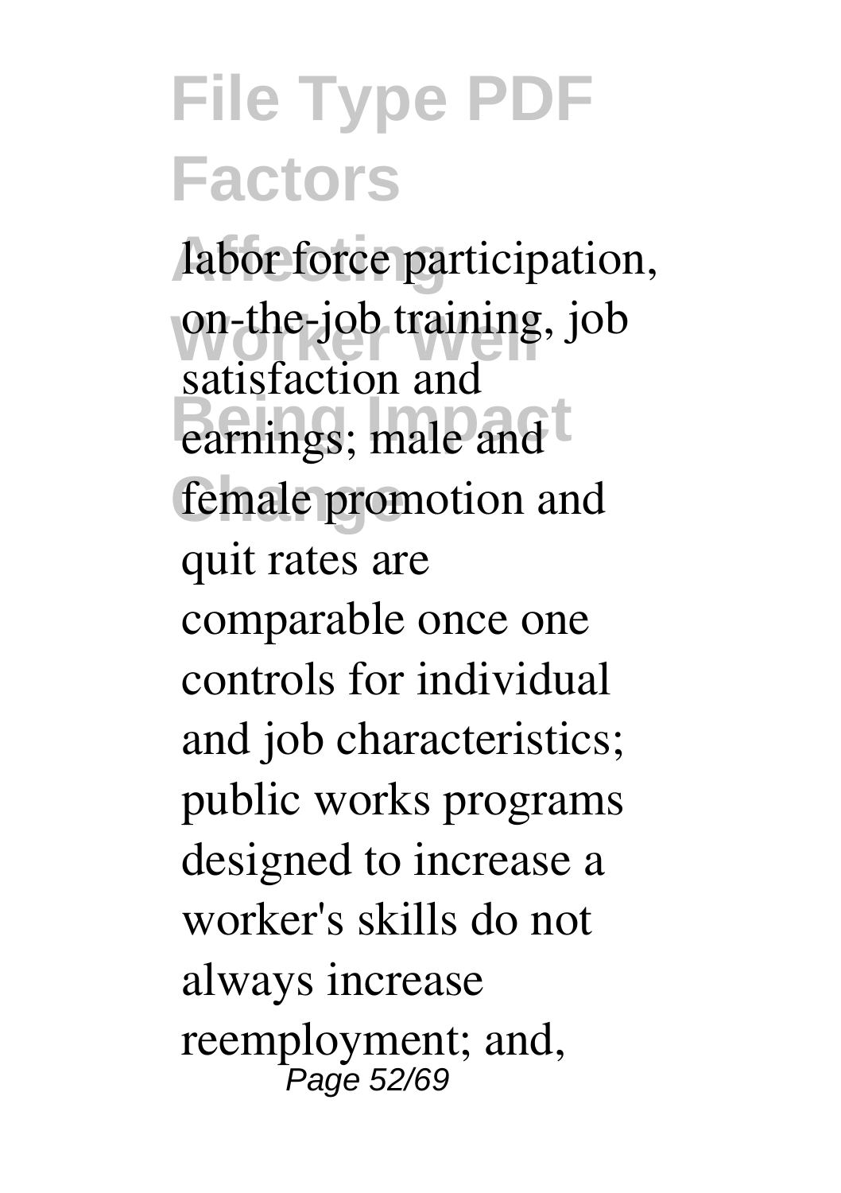labor force participation, on-the-job training, job satisfaction and earnings; male and female promotion and quit rates are comparable once one controls for individual and job characteristics; public works programs designed to increase a worker's skills do not always increase reemployment; and,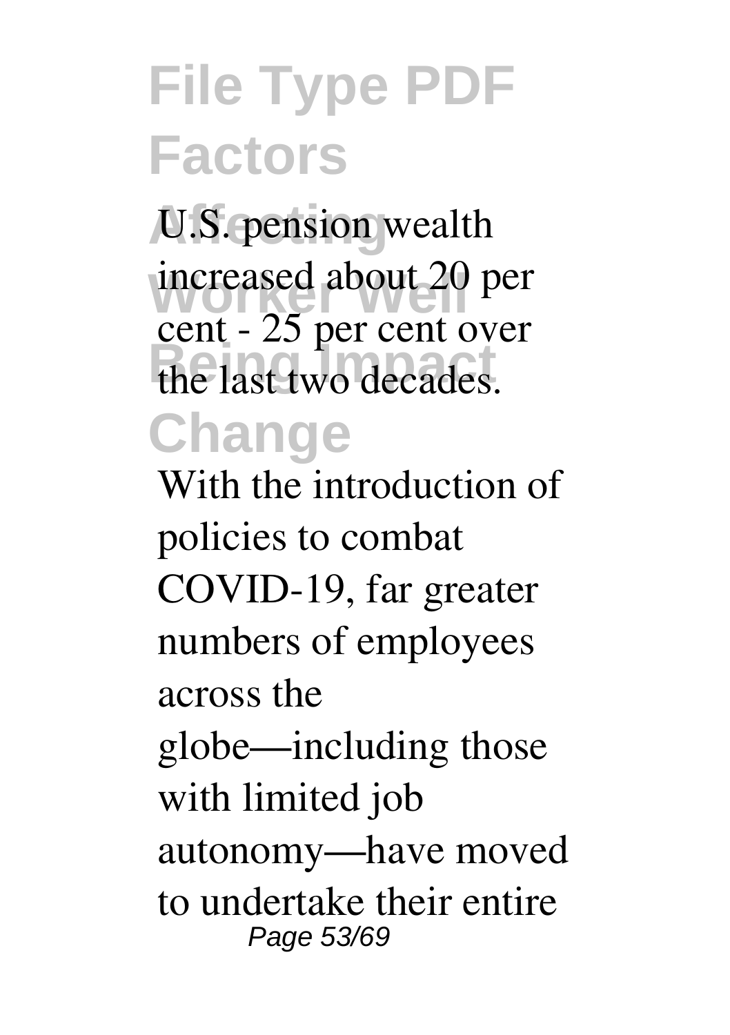# File Type PDF Factors Affecting Worker Well Being Impact Change

U.S. pension wealth increased about 20 per cent - 25 per cent over the last two decades.

With the introduction of policies to combat COVID-19, far greater numbers of employees across the globe—including those with limited job autonomy—have moved to undertake their entire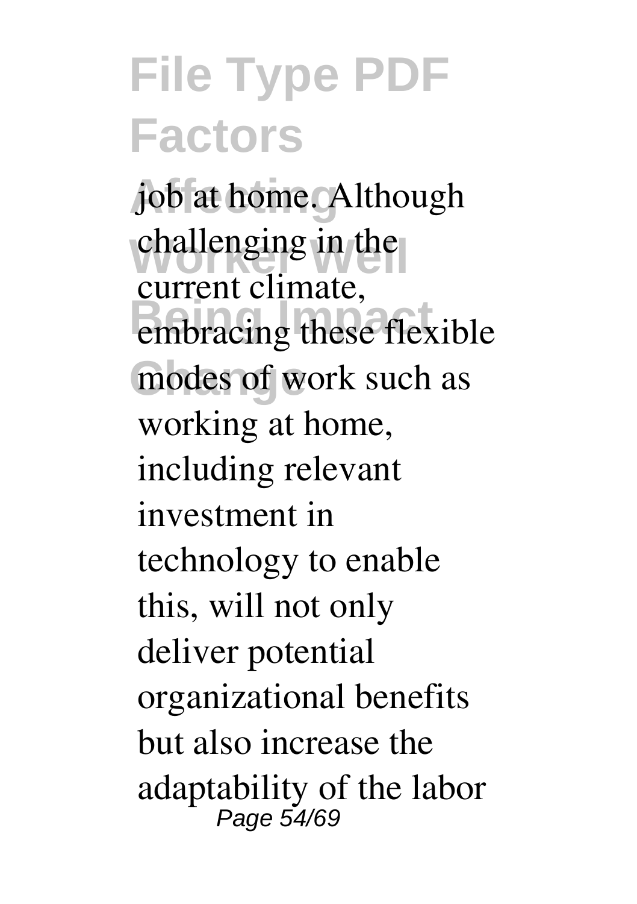job at home. Although challenging in the current climate, embracing these flexible modes of work such as working at home, including relevant investment in technology to enable this, will not only deliver potential organizational benefits but also increase the adaptability of the labor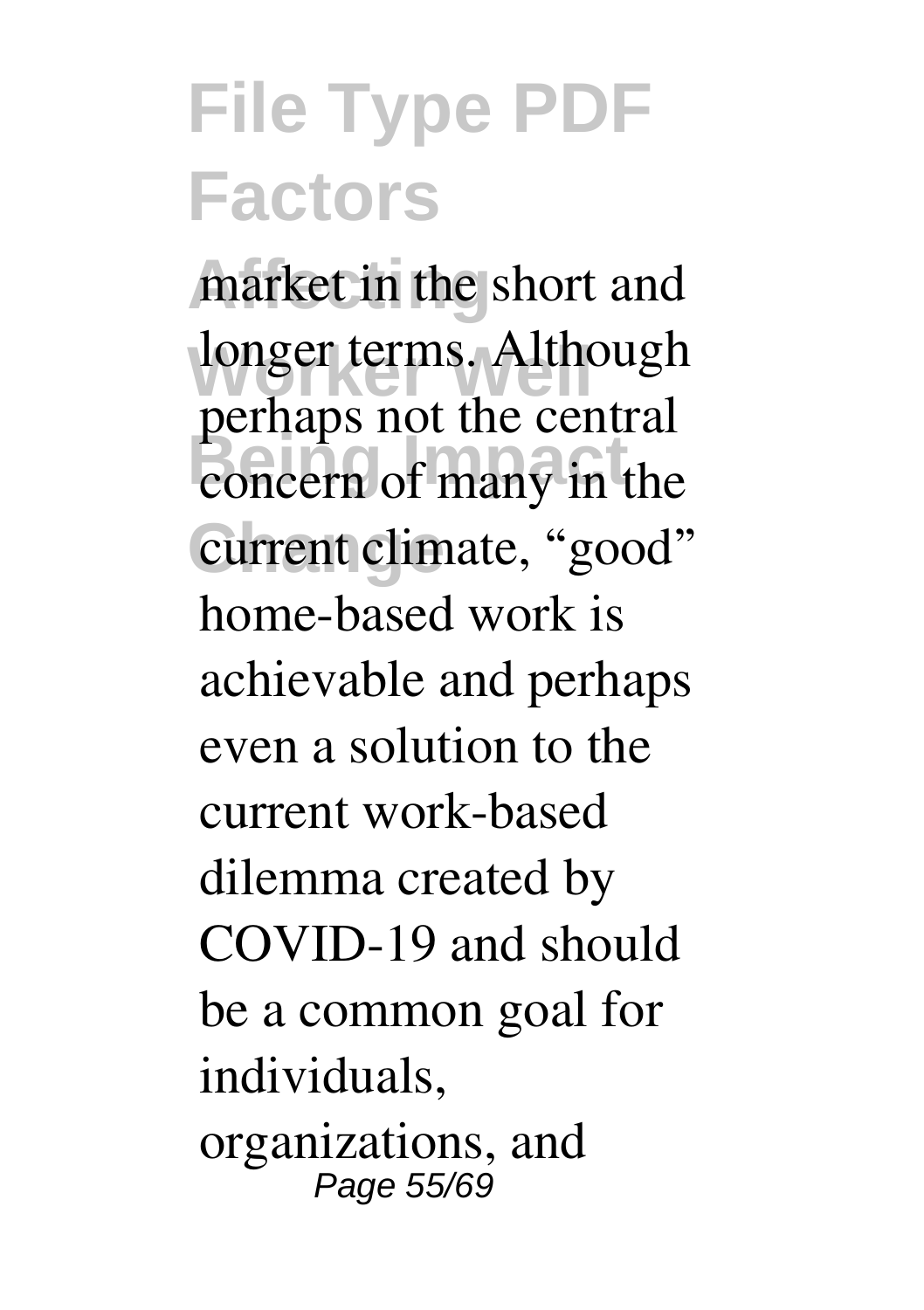market in the short and longer terms. Although perhaps not the central concern of many in the current climate, "good" home-based work is achievable and perhaps even a solution to the current work-based dilemma created by COVID-19 and should be a common goal for individuals, organizations, and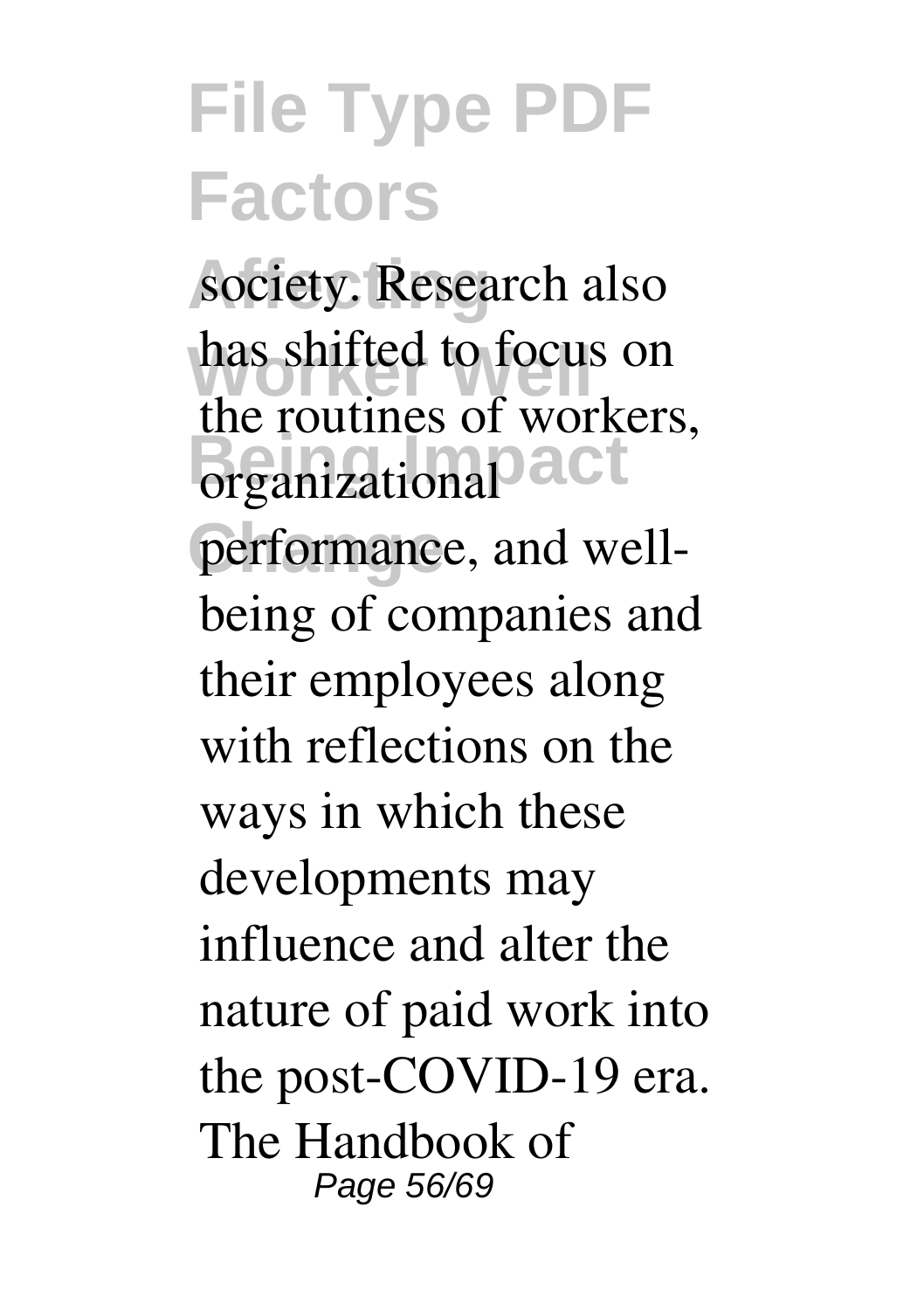society. Research also has shifted to focus on the routines of workers, organizational performance, and well-being of companies and their employees along with reflections on the ways in which these developments may influence and alter the nature of paid work into the post-COVID-19 era. The Handbook of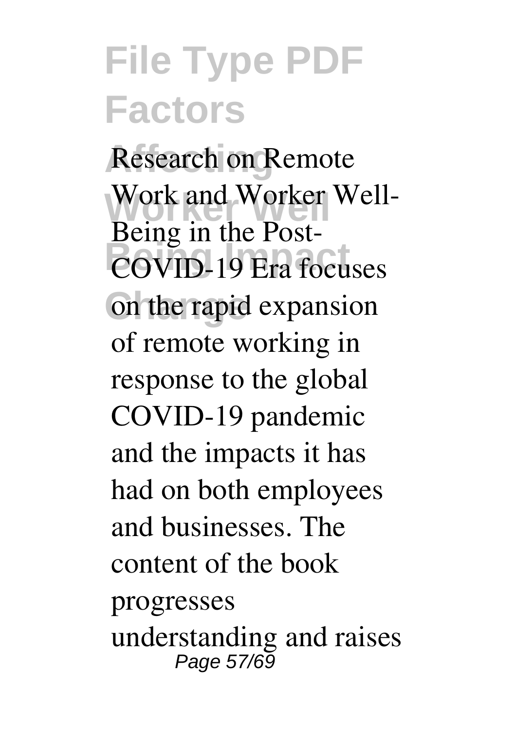Research on Remote Work and Worker Well-Being in the Post-COVID-19 Era focuses on the rapid expansion of remote working in response to the global COVID-19 pandemic and the impacts it has had on both employees and businesses. The content of the book progresses understanding and raises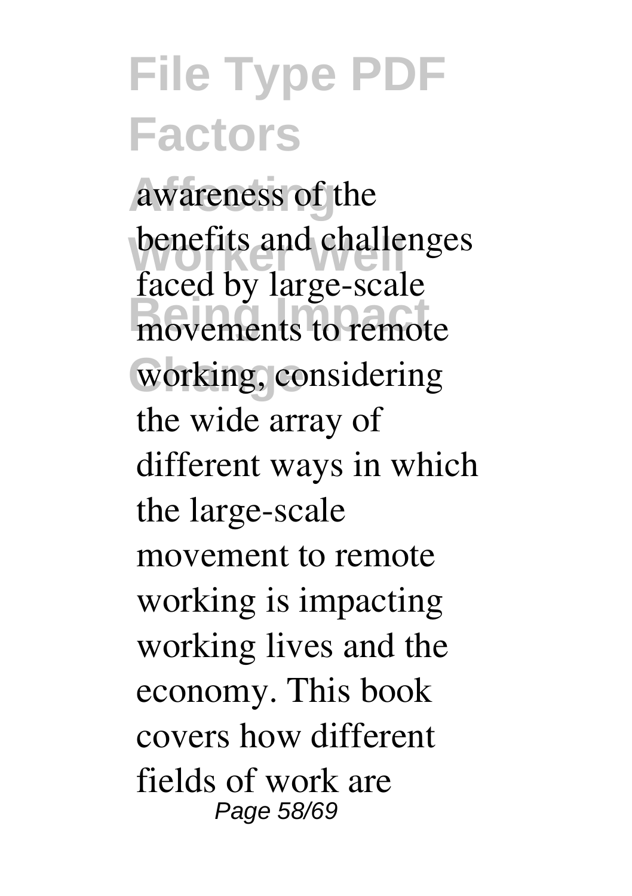awareness of the benefits and challenges faced by large-scale movements to remote working, considering the wide array of different ways in which the large-scale movement to remote working is impacting working lives and the economy. This book covers how different fields of work are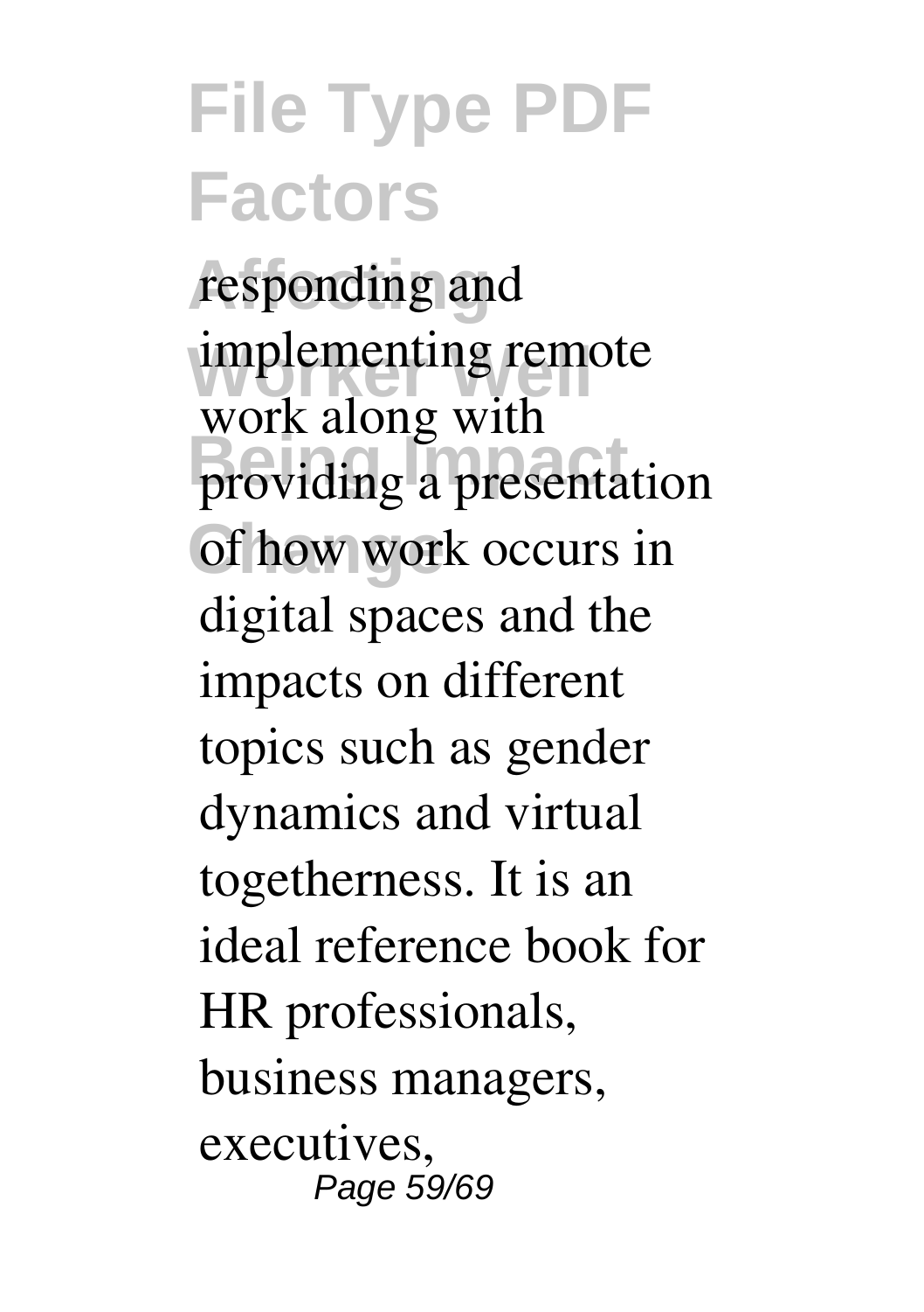responding and implementing remote work along with providing a presentation of how work occurs in digital spaces and the impacts on different topics such as gender dynamics and virtual togetherness. It is an ideal reference book for HR professionals, business managers, executives,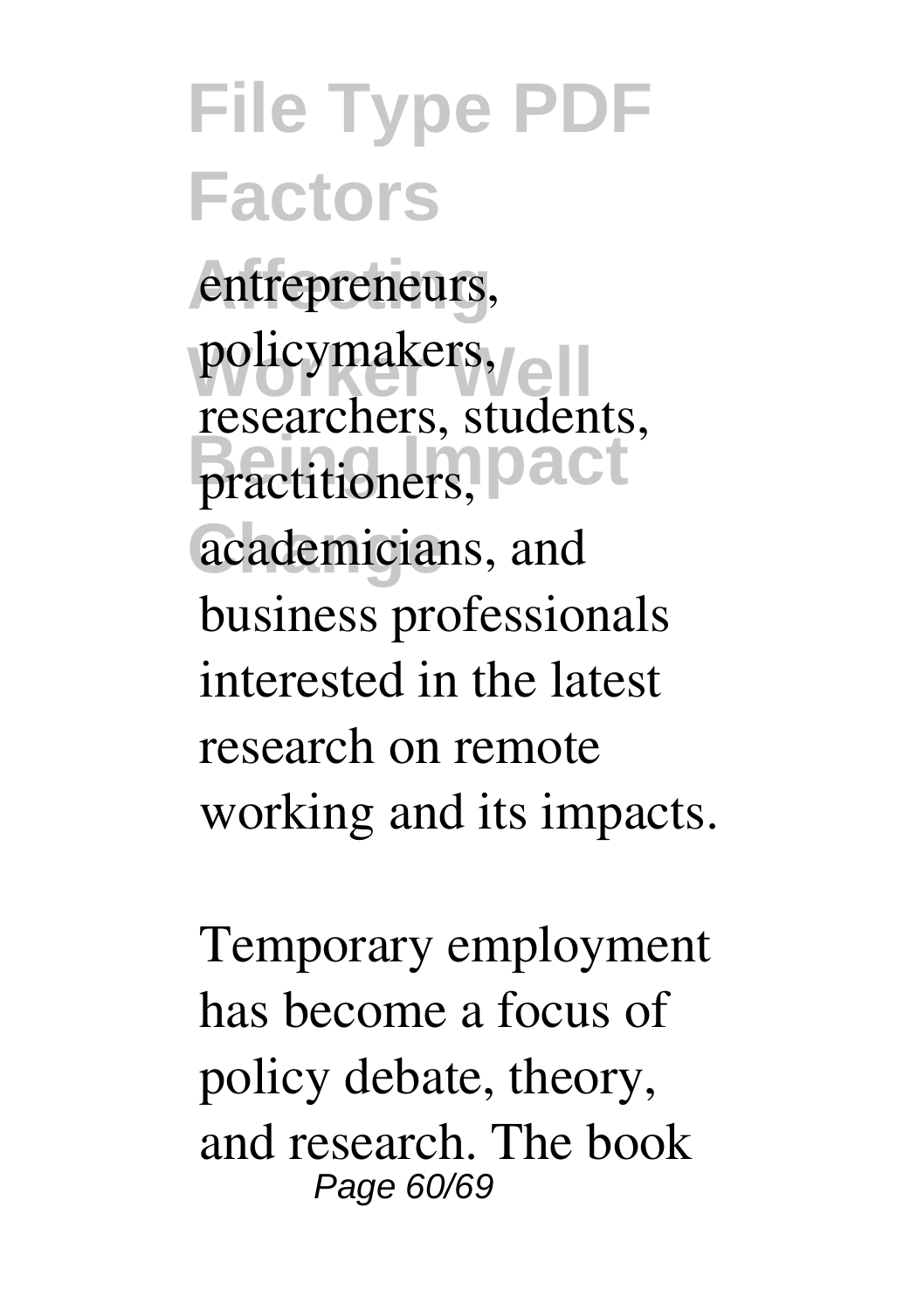entrepreneurs, policymakers, researchers, students, practitioners, academicians, and business professionals interested in the latest research on remote working and its impacts.

Temporary employment has become a focus of policy debate, theory, and research. The book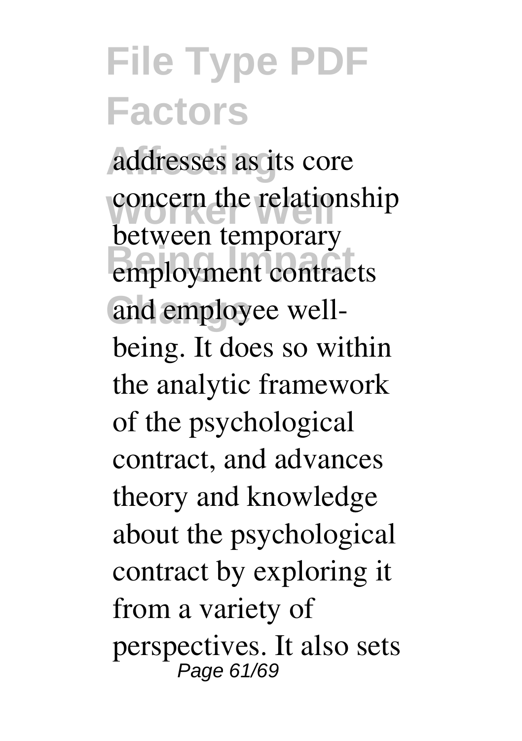addresses as its core concern the relationship between temporary employment contracts and employee well-being. It does so within the analytic framework of the psychological contract, and advances theory and knowledge about the psychological contract by exploring it from a variety of perspectives. It also sets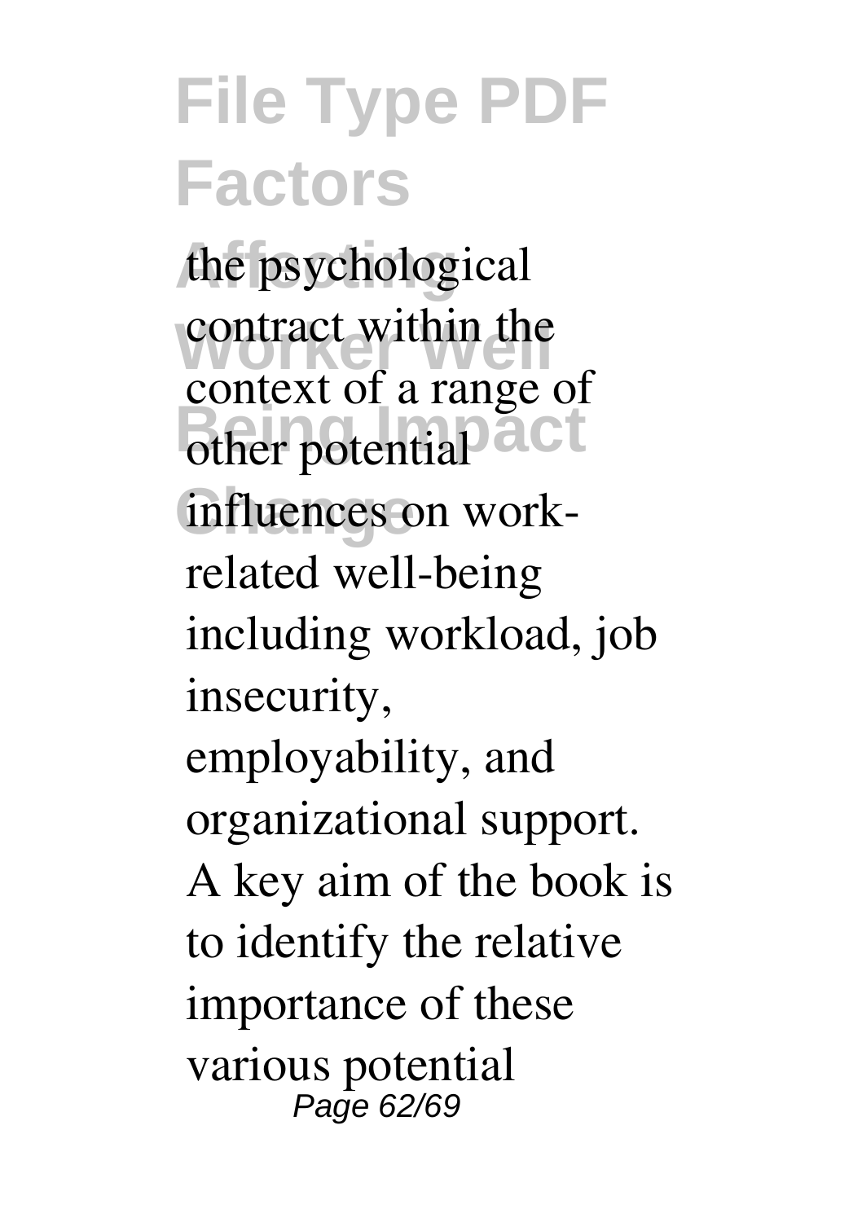the psychological contract within the context of a range of other potential influences on work-related well-being including workload, job insecurity, employability, and organizational support. A key aim of the book is to identify the relative importance of these various potential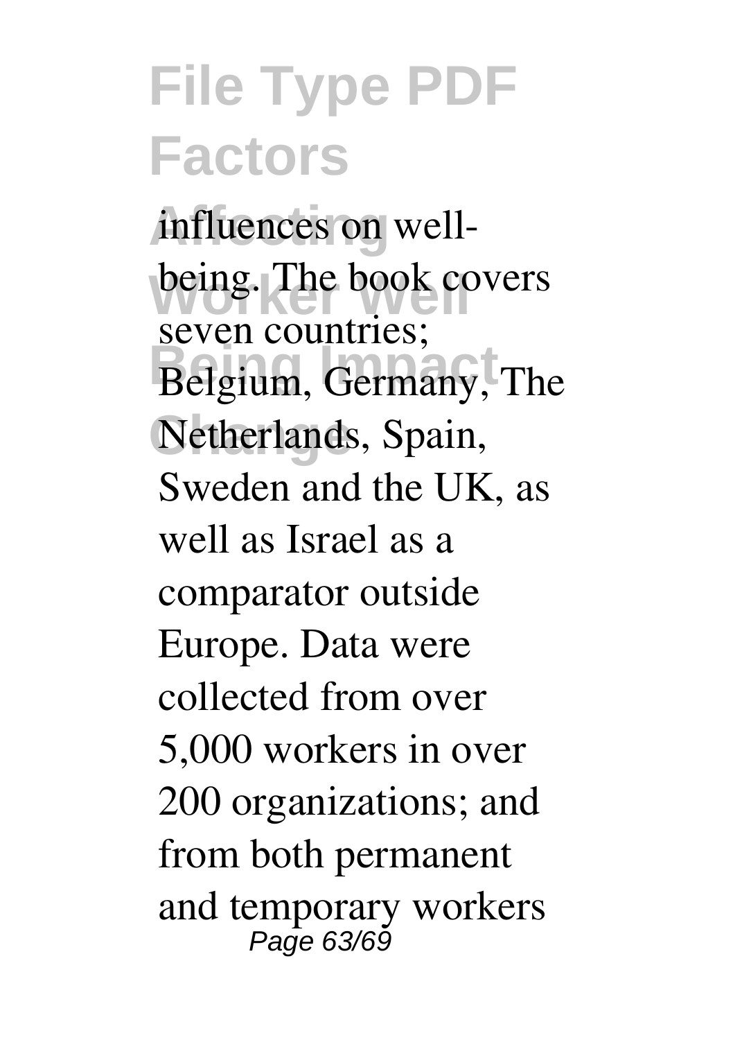influences on well-being. The book covers seven countries; Belgium, Germany, The Netherlands, Spain, Sweden and the UK, as well as Israel as a comparator outside Europe. Data were collected from over 5,000 workers in over 200 organizations; and from both permanent and temporary workers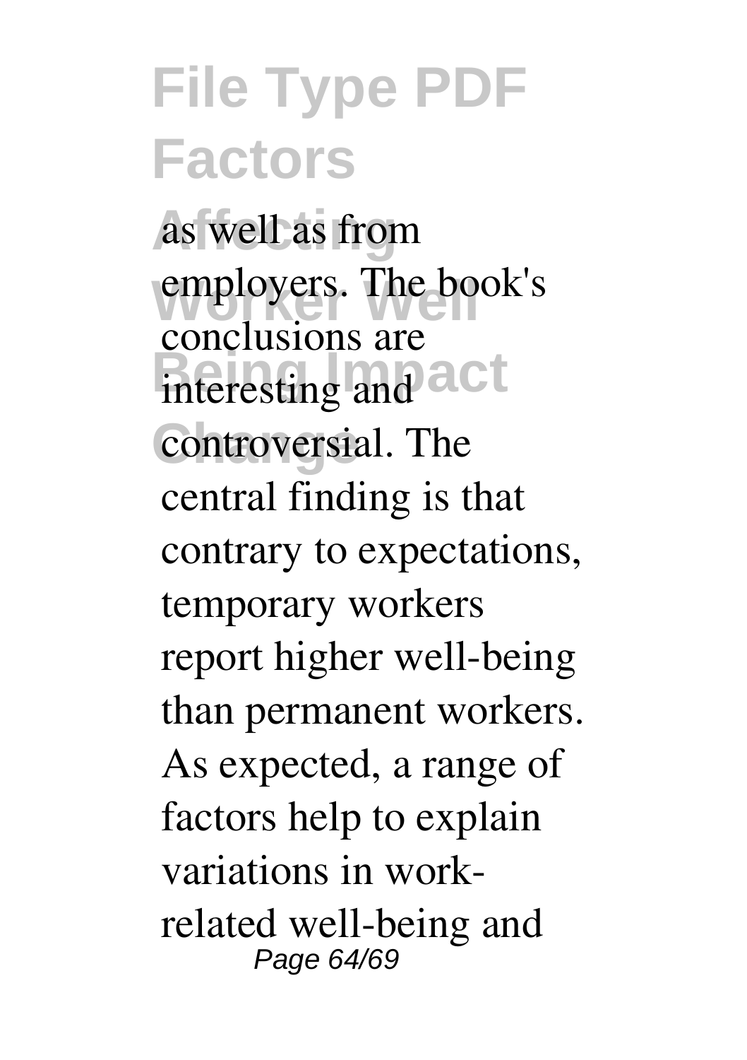as well as from employers. The book's conclusions are interesting and controversial. The central finding is that contrary to expectations, temporary workers report higher well-being than permanent workers. As expected, a range of factors help to explain variations in work-related well-being and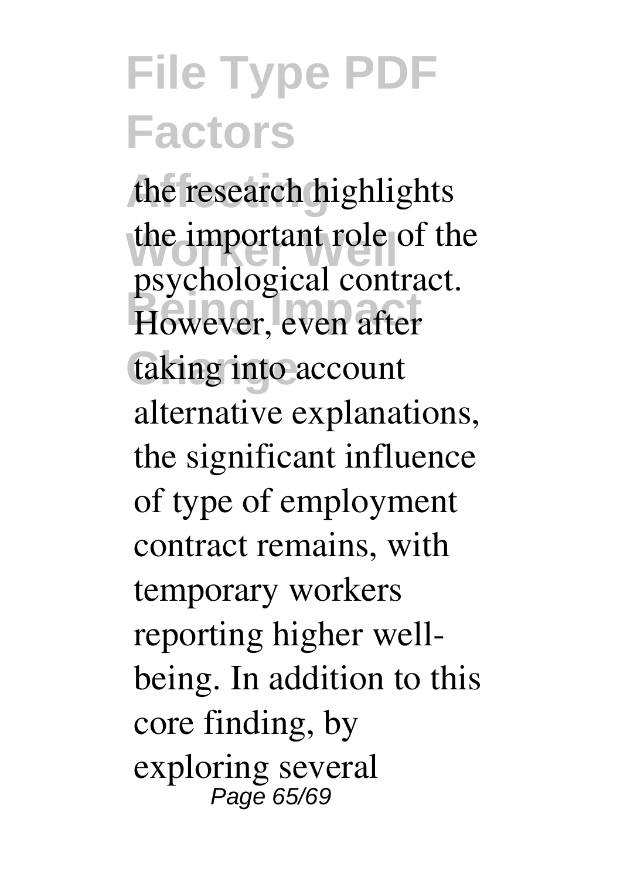the research highlights the important role of the psychological contract. However, even after taking into account alternative explanations, the significant influence of type of employment contract remains, with temporary workers reporting higher well-being. In addition to this core finding, by exploring several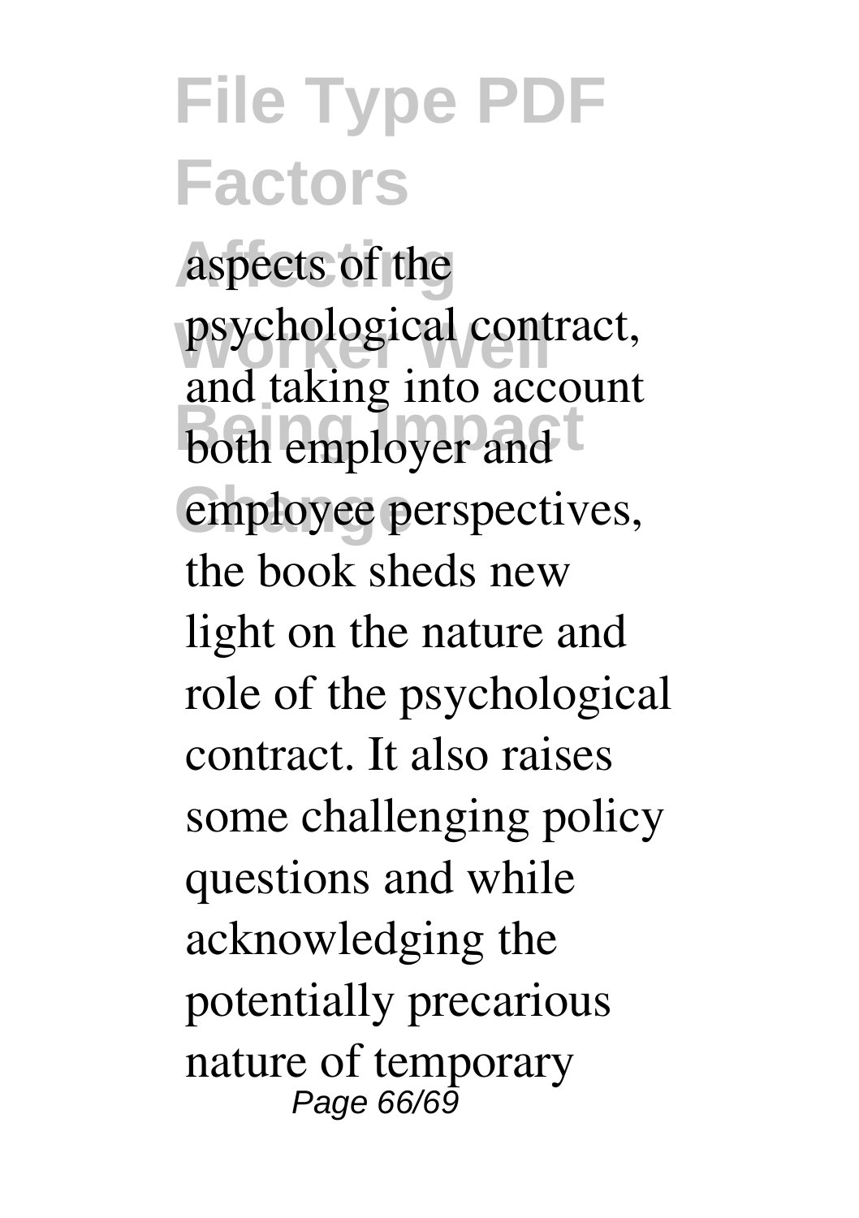aspects of the psychological contract, and taking into account both employer and employee perspectives, the book sheds new light on the nature and role of the psychological contract. It also raises some challenging policy questions and while acknowledging the potentially precarious nature of temporary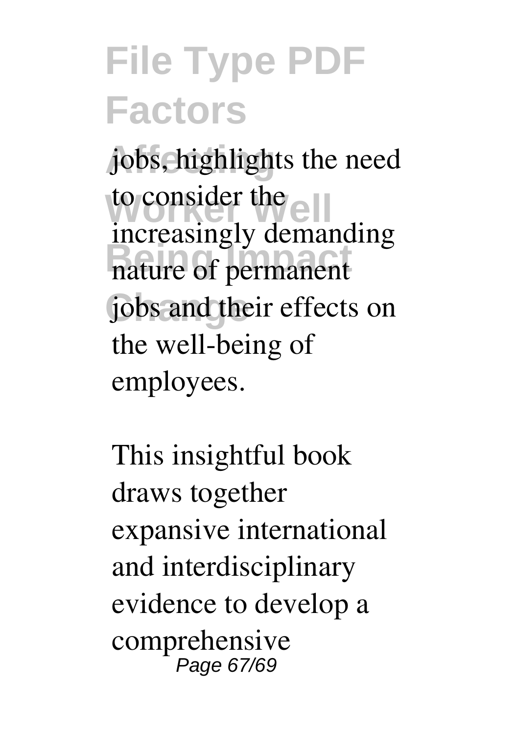jobs, highlights the need to consider the increasingly demanding nature of permanent jobs and their effects on the well-being of employees.

This insightful book draws together expansive international and interdisciplinary evidence to develop a comprehensive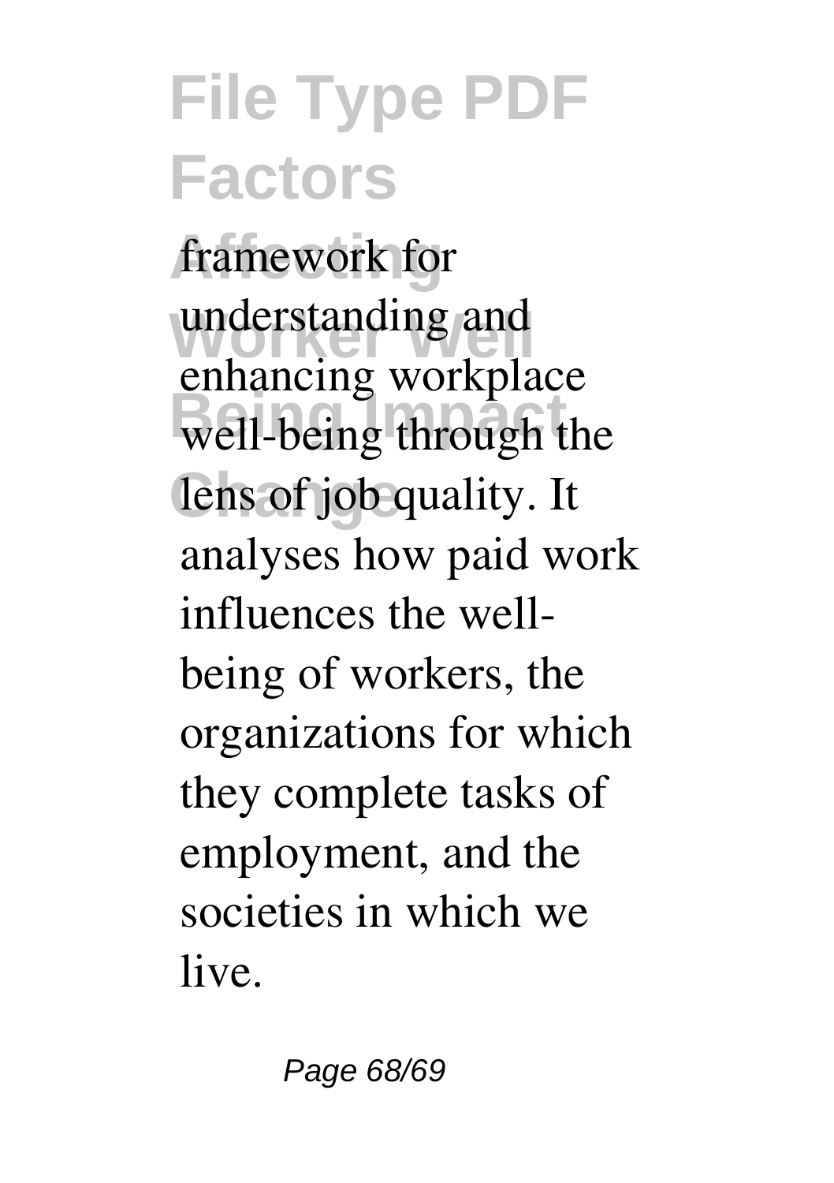framework for understanding and enhancing workplace well-being through the lens of job quality. It analyses how paid work influences the well-being of workers, the organizations for which they complete tasks of employment, and the societies in which we live.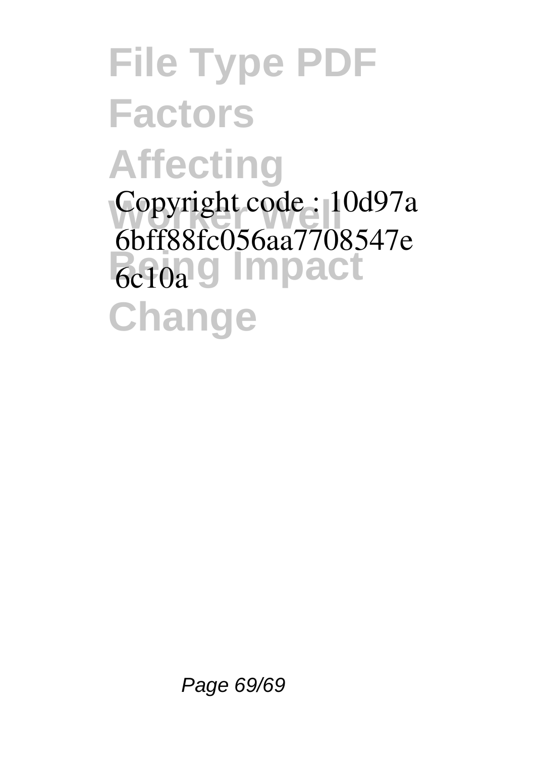Copyright code : 10d97a6bff88fc056aa7708547e6c10a